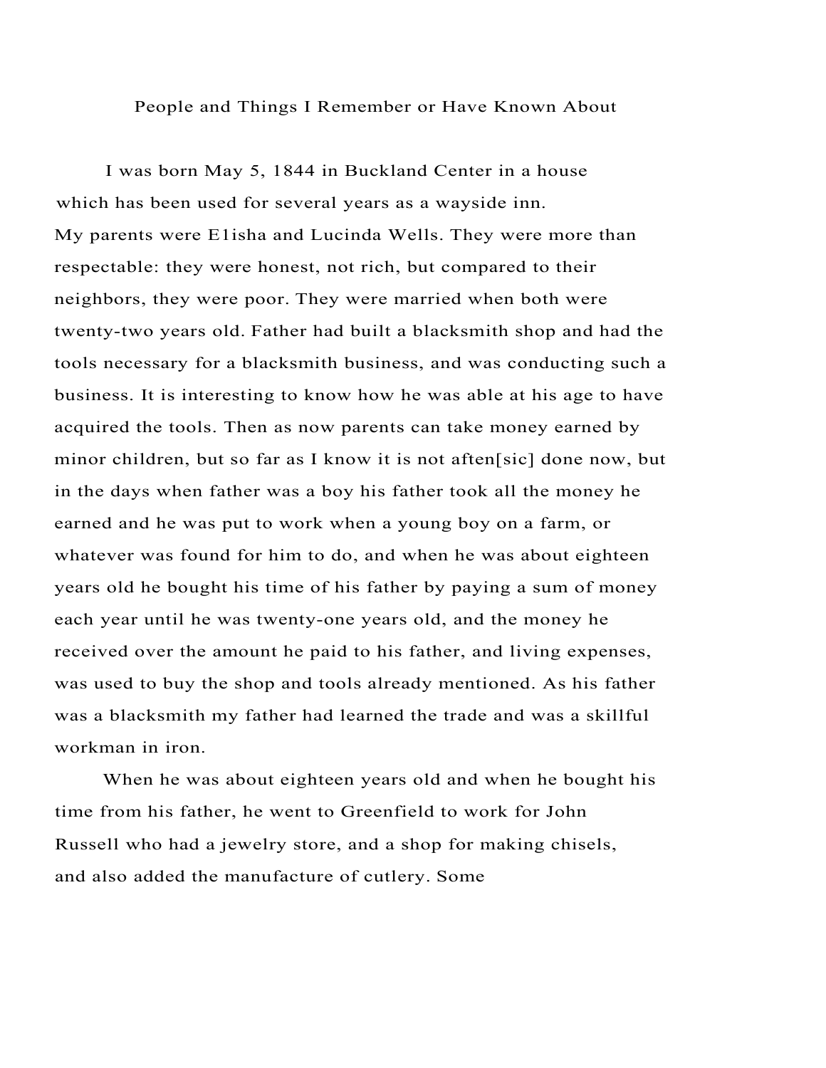# People and Things I Remember or Have Known About

I was born May 5, 1844 in Buckland Center in a house which has been used for several years as a wayside inn. My parents were E1isha and Lucinda Wells. They were more than respectable: they were honest, not rich, but compared to their neighbors, they were poor. They were married when both were twenty-two years old. Father had built a blacksmith shop and had the tools necessary for a blacksmith business, and was conducting such a business. It is interesting to know how he was able at his age to have acquired the tools. Then as now parents can take money earned by minor children, but so far as I know it is not aften[sic] done now, but in the days when father was a boy his father took all the money he earned and he was put to work when a young boy on a farm, or whatever was found for him to do, and when he was about eighteen years old he bought his time of his father by paying a sum of money each year until he was twenty-one years old, and the money he received over the amount he paid to his father, and living expenses, was used to buy the shop and tools already mentioned. As his father was a blacksmith my father had learned the trade and was a skillful workman in iron.

When he was about eighteen years old and when he bought his time from his father, he went to Greenfield to work for John Russell who had a jewelry store, and a shop for making chisels, and also added the manufacture of cutlery. Some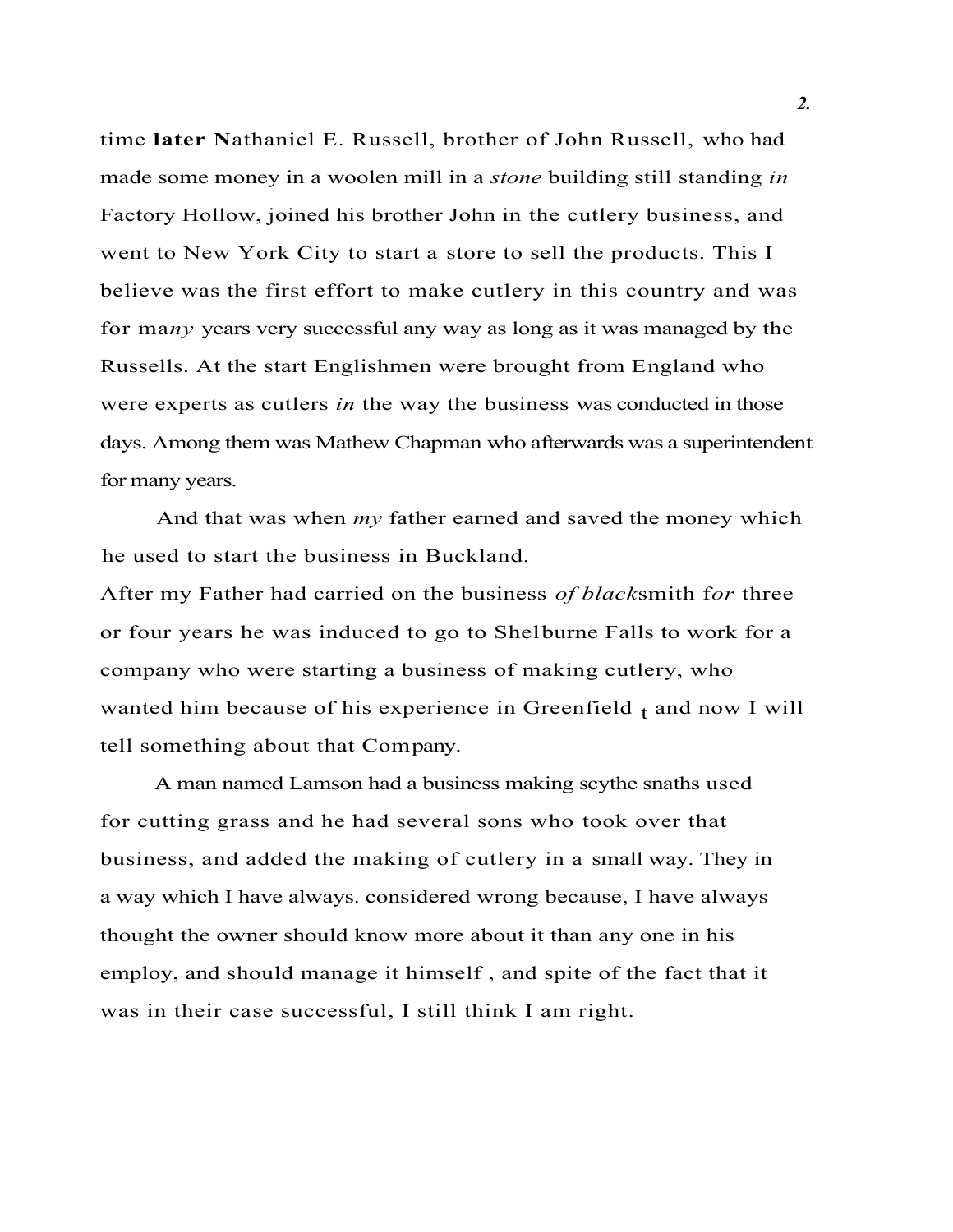time **later N**athaniel E. Russell, brother of John Russell, who had made some money in a woolen mill in a *stone* building still standing *in* Factory Hollow, joined his brother John in the cutlery business, and went to New York City to start a store to sell the products. This I believe was the first effort to make cutlery in this country and was for ma*ny* years very successful any way as long as it was managed by the Russells. At the start Englishmen were brought from England who were experts as cutlers *in* the way the business was conducted in those days. Among them was Mathew Chapman who afterwards was a superintendent for many years.

And that was when *my* father earned and saved the money which he used to start the business in Buckland.

After my Father had carried on the business *of black*smith f*or* three or four years he was induced to go to Shelburne Falls to work for a company who were starting a business of making cutlery, who wanted him because of his experience in Greenfield t and now I will tell something about that Company.

A man named Lamson had a business making scythe snaths used for cutting grass and he had several sons who took over that business, and added the making of cutlery in a small way. They in a way which I have always. considered wrong because, I have always thought the owner should know more about it than any one in his employ, and should manage it himself , and spite of the fact that it was in their case successful, I still think I am right.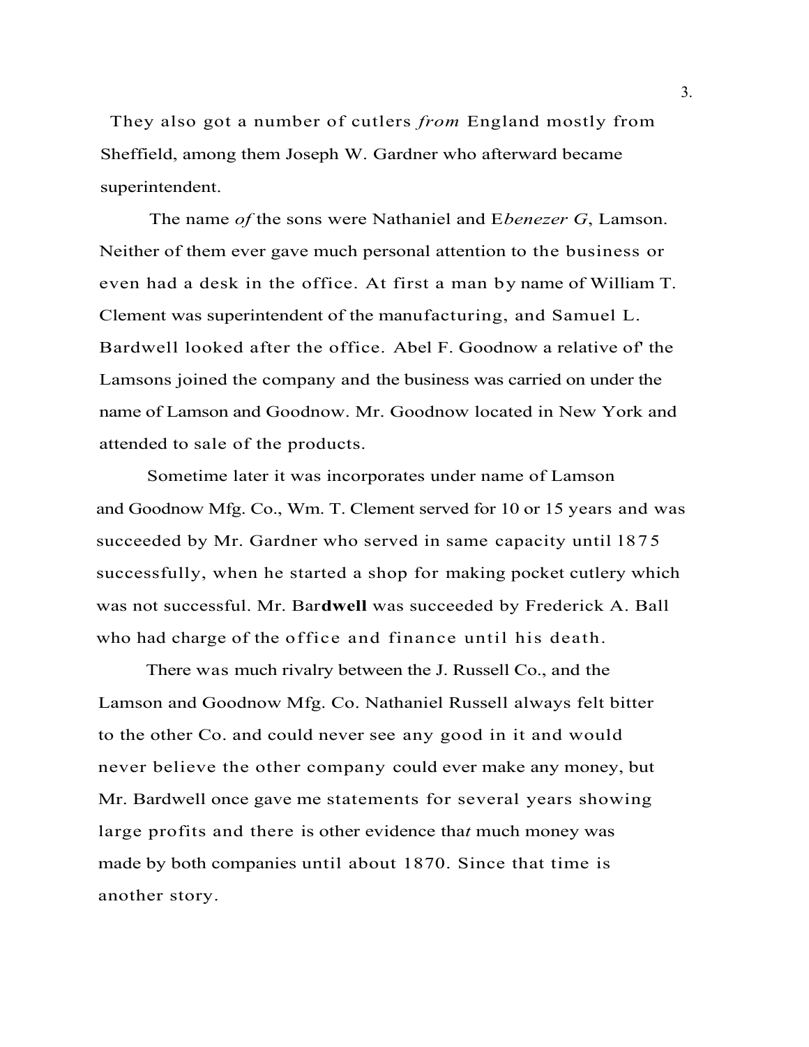They also got a number of cutlers *from* England mostly from Sheffield, among them Joseph W. Gardner who afterward became superintendent.

The name *of* the sons were Nathaniel and E*benezer G*, Lamson. Neither of them ever gave much personal attention to the business or even had a desk in the office. At first a man by name of William T. Clement was superintendent of the manufacturing, and Samuel L. Bardwell looked after the office. Abel F. Goodnow a relative of' the Lamsons joined the company and the business was carried on under the name of Lamson and Goodnow. Mr. Goodnow located in New York and attended to sale of the products.

Sometime later it was incorporates under name of Lamson and Goodnow Mfg. Co., Wm. T. Clement served for 10 or 15 years and was succeeded by Mr. Gardner who served in same capacity until 1875 successfully, when he started a shop for making pocket cutlery which was not successful. Mr. Bar**dwell** was succeeded by Frederick A. Ball who had charge of the office and finance until his death.

There was much rivalry between the J. Russell Co., and the Lamson and Goodnow Mfg. Co. Nathaniel Russell always felt bitter to the other Co. and could never see any good in it and would never believe the other company could ever make any money, but Mr. Bardwell once gave me statements for several years showing large profits and there is other evidence tha*t* much money was made by both companies until about 1870. Since that time is another story.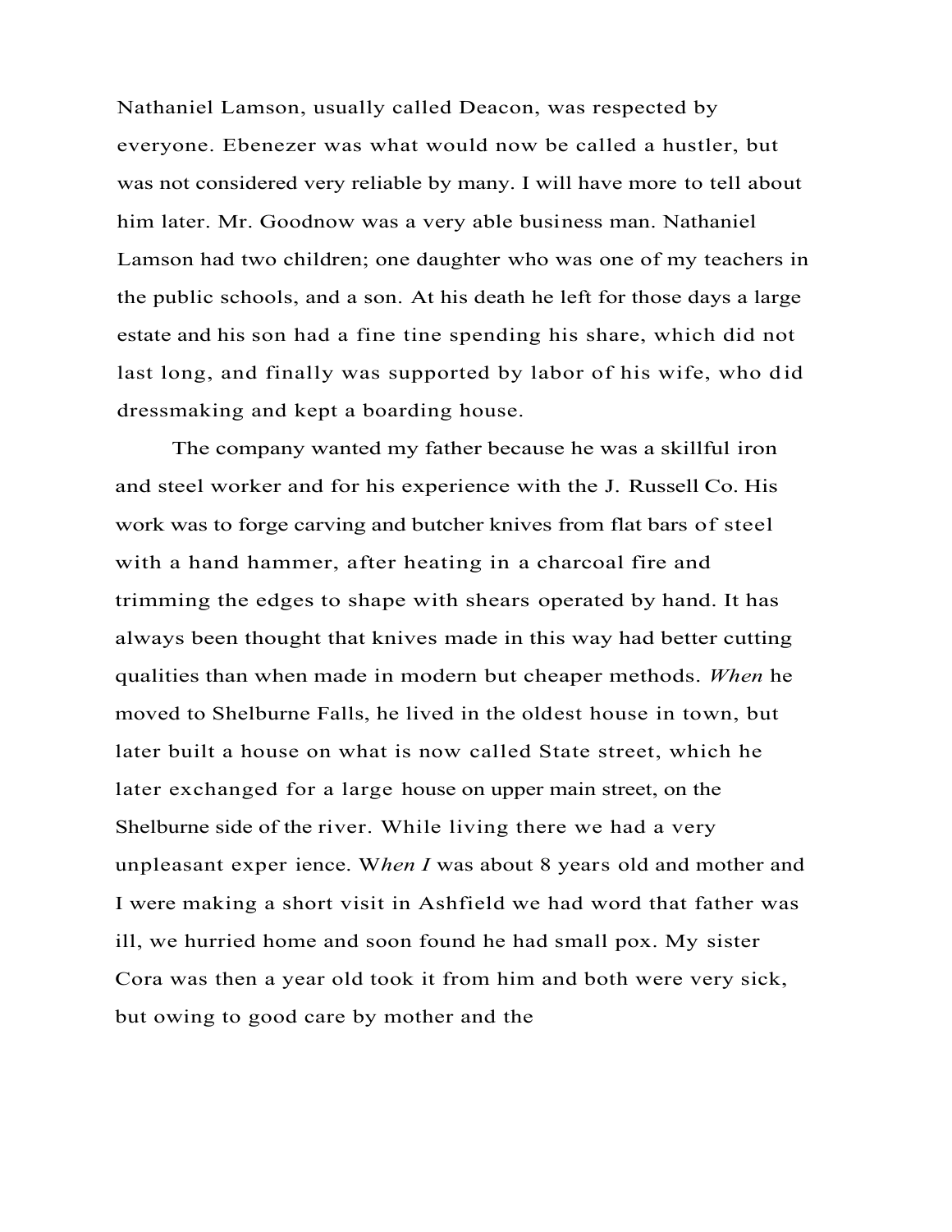Nathaniel Lamson, usually called Deacon, was respected by everyone. Ebenezer was what would now be called a hustler, but was not considered very reliable by many. I will have more to tell about him later. Mr. Goodnow was a very able business man. Nathaniel Lamson had two children; one daughter who was one of my teachers in the public schools, and a son. At his death he left for those days a large estate and his son had a fine tine spending his share, which did not last long, and finally was supported by labor of his wife, who did dressmaking and kept a boarding house.

The company wanted my father because he was a skillful iron and steel worker and for his experience with the J. Russell Co. His work was to forge carving and butcher knives from flat bars of steel with a hand hammer, after heating in a charcoal fire and trimming the edges to shape with shears operated by hand. It has always been thought that knives made in this way had better cutting qualities than when made in modern but cheaper methods. *When* he moved to Shelburne Falls, he lived in the oldest house in town, but later built a house on what is now called State street, which he later exchanged for a large house on upper main street, on the Shelburne side of the river. While living there we had a very unpleasant exper ience. W*hen I* was about 8 years old and mother and I were making a short visit in Ashfield we had word that father was ill, we hurried home and soon found he had small pox. My sister Cora was then a year old took it from him and both were very sick, but owing to good care by mother and the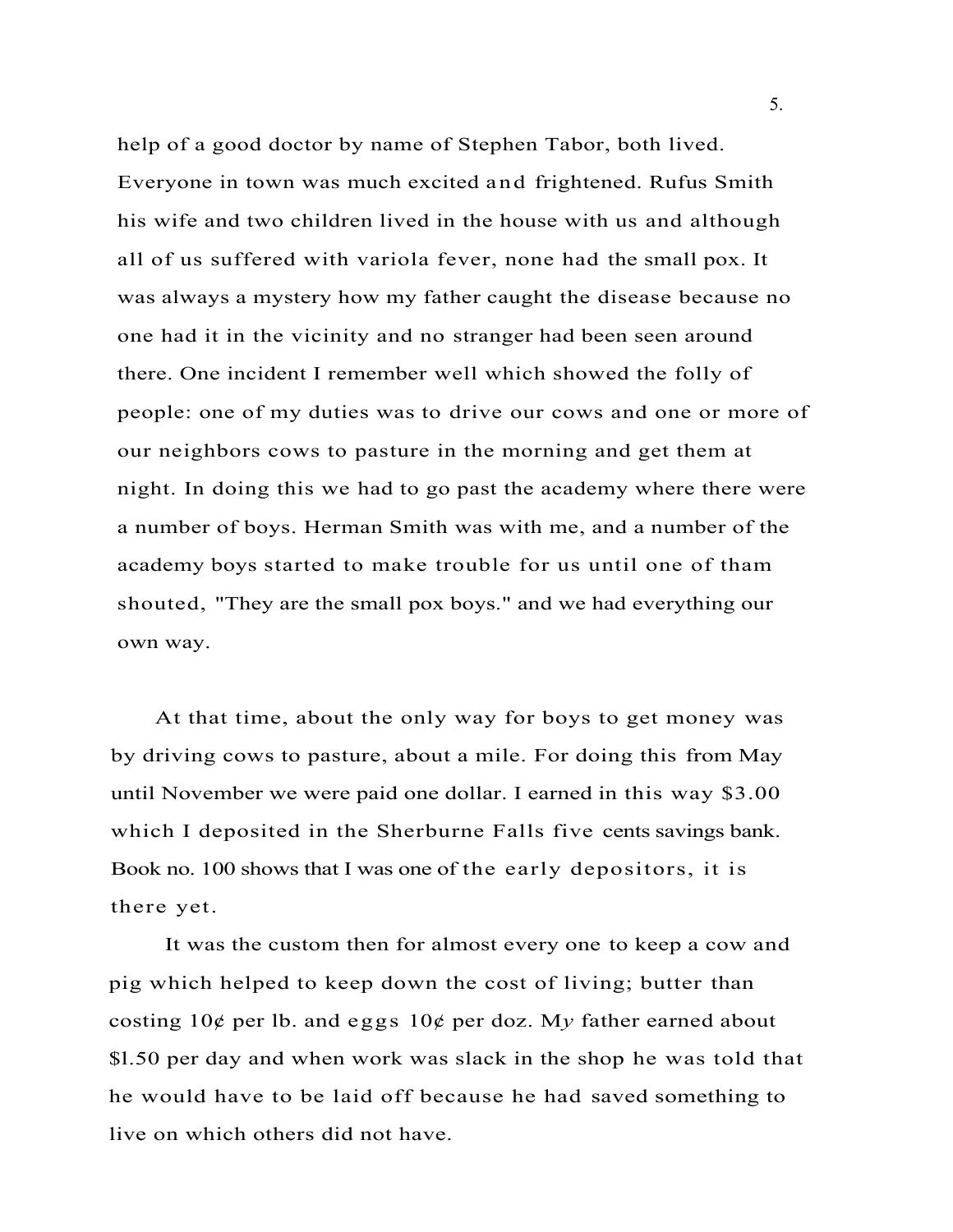help of a good doctor by name of Stephen Tabor, both lived. Everyone in town was much excited and frightened. Rufus Smith his wife and two children lived in the house with us and although all of us suffered with variola fever, none had the small pox. It was always a mystery how my father caught the disease because no one had it in the vicinity and no stranger had been seen around there. One incident I remember well which showed the folly of people: one of my duties was to drive our cows and one or more of our neighbors cows to pasture in the morning and get them at night. In doing this we had to go past the academy where there were a number of boys. Herman Smith was with me, and a number of the academy boys started to make trouble for us until one of tham shouted, "They are the small pox boys." and we had everything our own way.

At that time, about the only way for boys to get money was by driving cows to pasture, about a mile. For doing this from May until November we were paid one dollar. I earned in this way $3.00 which I deposited in the Sherburne Falls five cents savings bank. Book no. 100 shows that I was one of the early depositors, it is there yet.

It was the custom then for almost every one to keep a cow and pig which helped to keep down the cost of living; butter than costing 10¢ per lb. and eggs 10¢ per doz. My father earned about $1.50 per day and when work was slack in the shop he was told that he would have to be laid off because he had saved something to live on which others did not have.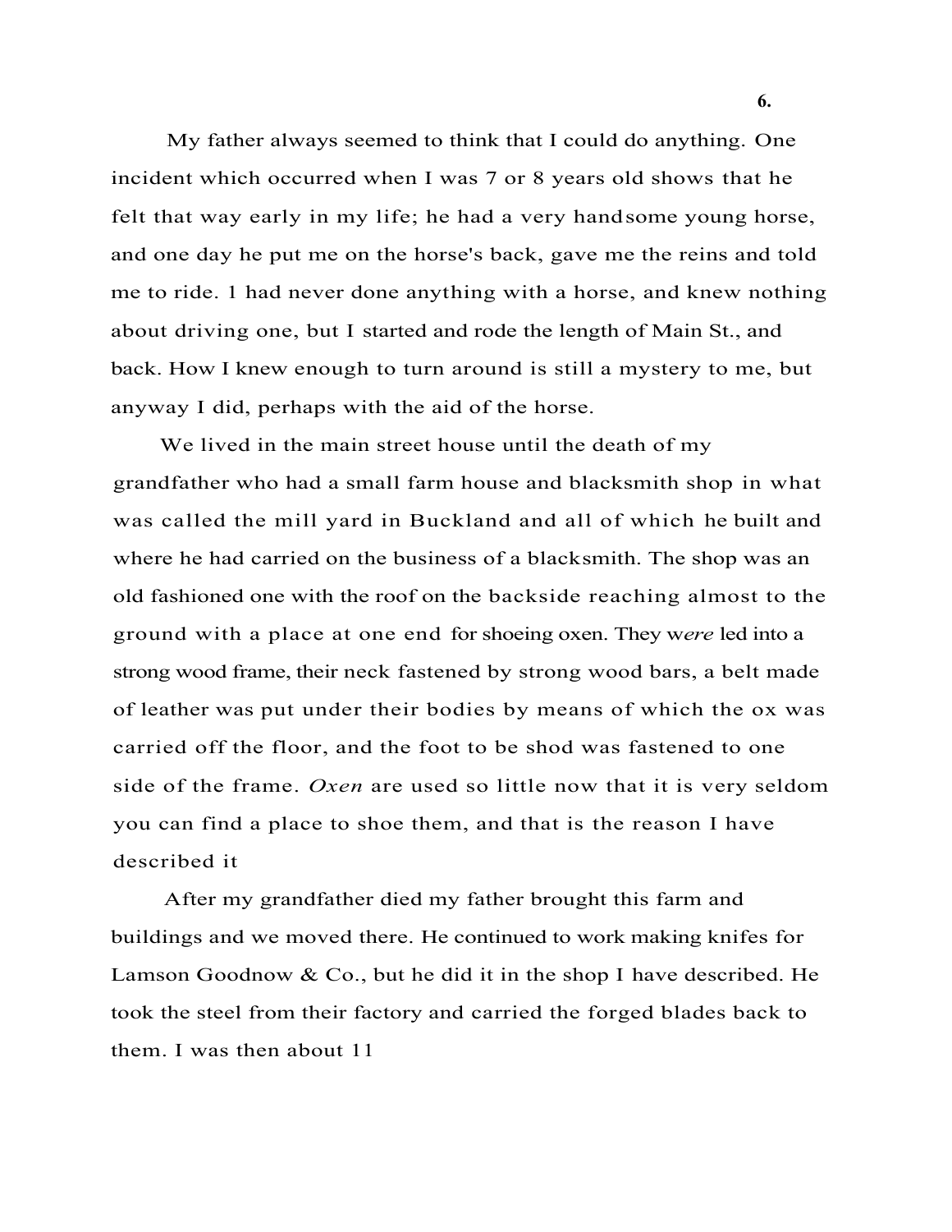My father always seemed to think that I could do anything. One incident which occurred when I was 7 or 8 years old shows that he felt that way early in my life; he had a very handsome young horse, and one day he put me on the horse's back, gave me the reins and told me to ride. 1 had never done anything with a horse, and knew nothing about driving one, but I started and rode the length of Main St., and back. How I knew enough to turn around is still a mystery to me, but anyway I did, perhaps with the aid of the horse.

We lived in the main street house until the death of my grandfather who had a small farm house and blacksmith shop in what was called the mill yard in Buckland and all of which he built and where he had carried on the business of a blacksmith. The shop was an old fashioned one with the roof on the backside reaching almost to the ground with a place at one end for shoeing oxen. They w*ere* led into a strong wood frame, their neck fastened by strong wood bars, a belt made of leather was put under their bodies by means of which the ox was carried off the floor, and the foot to be shod was fastened to one side of the frame. *Oxen* are used so little now that it is very seldom you can find a place to shoe them, and that is the reason I have described it

After my grandfather died my father brought this farm and buildings and we moved there. He continued to work making knifes for Lamson Goodnow & Co., but he did it in the shop I have described. He took the steel from their factory and carried the forged blades back to them. I was then about 11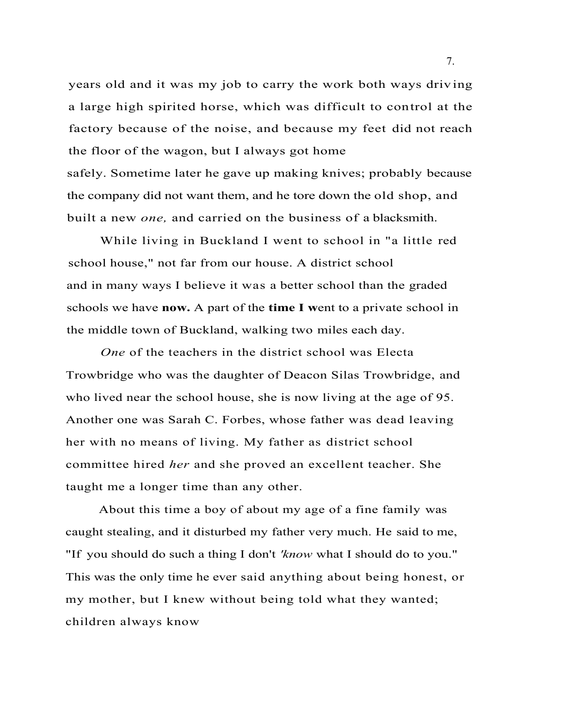years old and it was my job to carry the work both ways driving a large high spirited horse, which was difficult to control at the factory because of the noise, and because my feet did not reach the floor of the wagon, but I always got home safely. Sometime later he gave up making knives; probably because the company did not want them, and he tore down the old shop, and built a new *one,* and carried on the business of a blacksmith.

While living in Buckland I went to school in "a little red school house," not far from our house. A district school and in many ways I believe it was a better school than the graded schools we have **now.** A part of the **time I w**ent to a private school in the middle town of Buckland, walking two miles each day.

*One* of the teachers in the district school was Electa Trowbridge who was the daughter of Deacon Silas Trowbridge, and who lived near the school house, she is now living at the age of 95. Another one was Sarah C. Forbes, whose father was dead leaving her with no means of living. My father as district school committee hired *her* and she proved an excellent teacher. She taught me a longer time than any other.

About this time a boy of about my age of a fine family was caught stealing, and it disturbed my father very much. He said to me, "If you should do such a thing I don't *'know* what I should do to you." This was the only time he ever said anything about being honest, or my mother, but I knew without being told what they wanted; children always know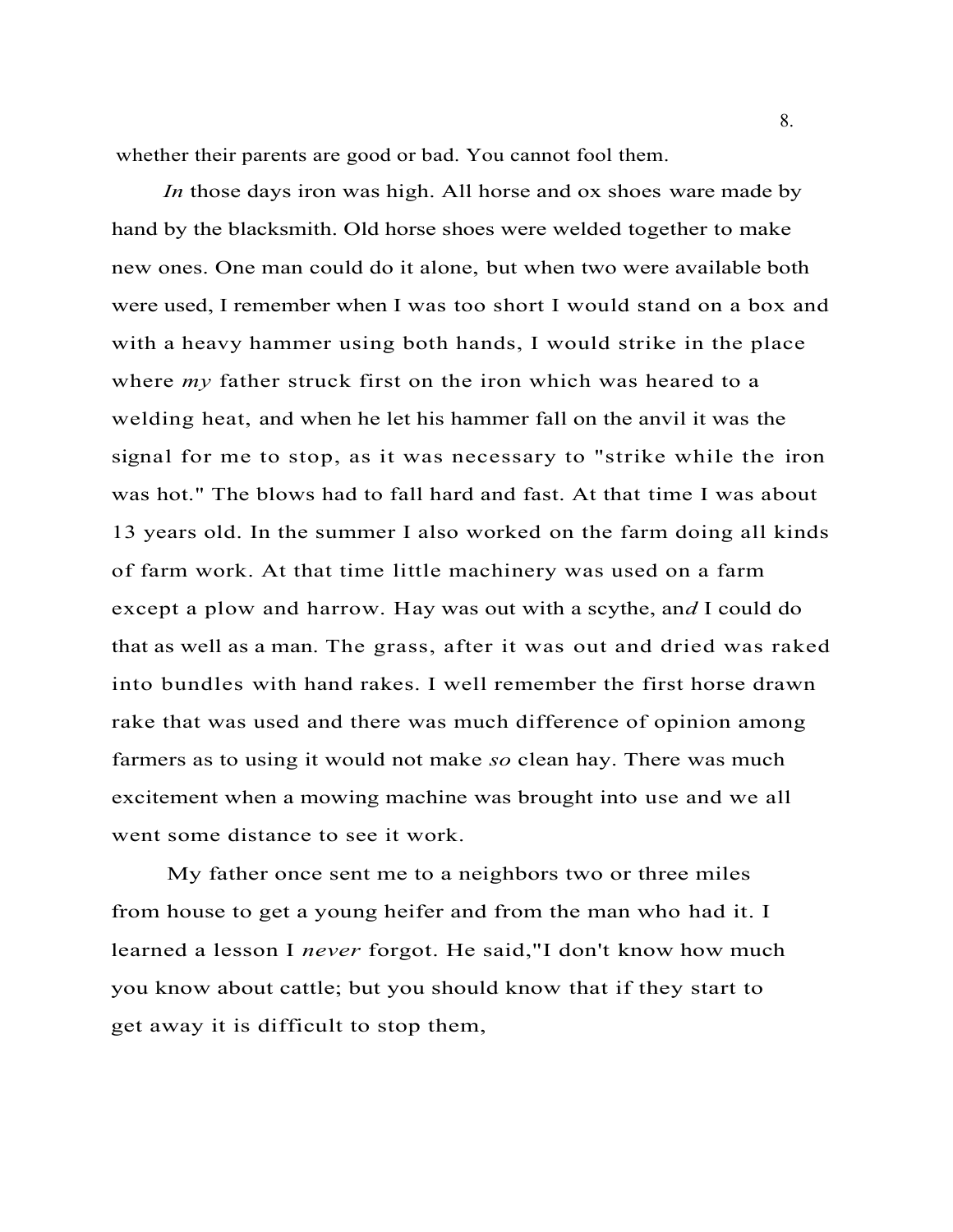whether their parents are good or bad. You cannot fool them.

*In* those days iron was high. All horse and ox shoes ware made by hand by the blacksmith. Old horse shoes were welded together to make new ones. One man could do it alone, but when two were available both were used, I remember when I was too short I would stand on a box and with a heavy hammer using both hands, I would strike in the place where *my* father struck first on the iron which was heared to a welding heat, and when he let his hammer fall on the anvil it was the signal for me to stop, as it was necessary to "strike while the iron was hot." The blows had to fall hard and fast. At that time I was about 13 years old. In the summer I also worked on the farm doing all kinds of farm work. At that time little machinery was used on a farm except a plow and harrow. Hay was out with a scythe, an*d* I could do that as well as a man. The grass, after it was out and dried was raked into bundles with hand rakes. I well remember the first horse drawn rake that was used and there was much difference of opinion among farmers as to using it would not make *so* clean hay. There was much excitement when a mowing machine was brought into use and we all went some distance to see it work.

My father once sent me to a neighbors two or three miles from house to get a young heifer and from the man who had it. I learned a lesson I *never* forgot. He said,"I don't know how much you know about cattle; but you should know that if they start to get away it is difficult to stop them,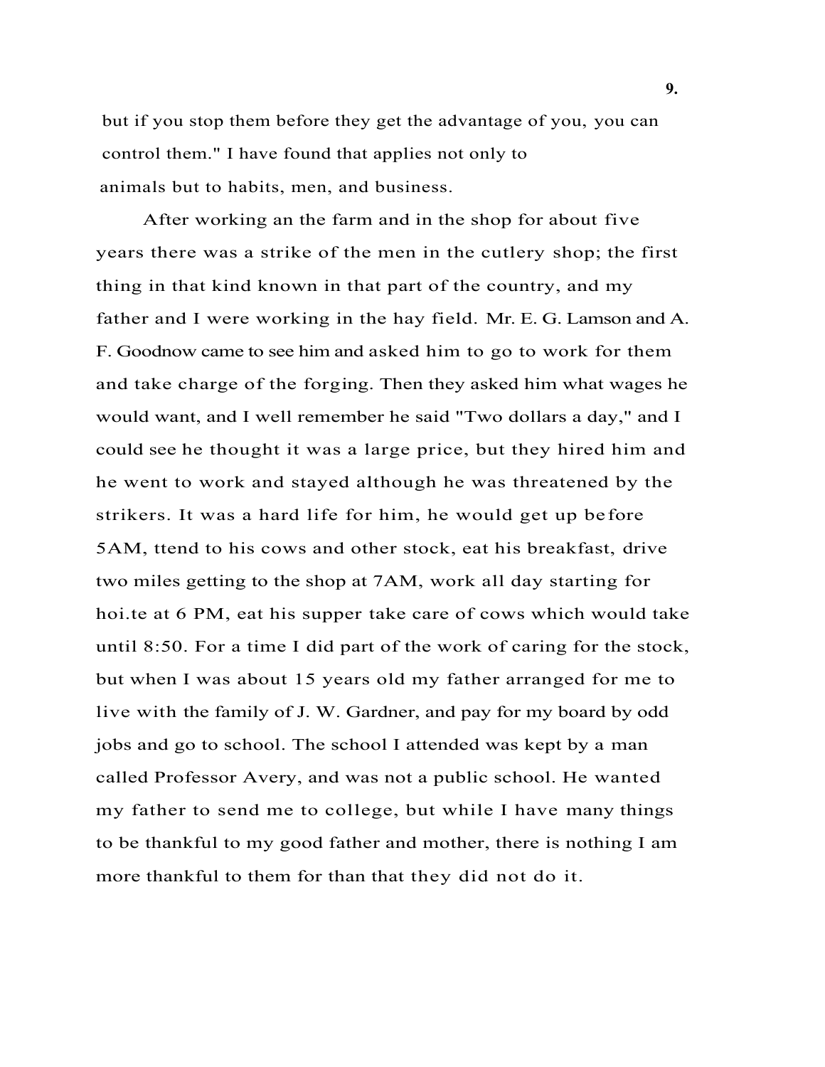but if you stop them before they get the advantage of you, you can control them." I have found that applies not only to animals but to habits, men, and business.

After working an the farm and in the shop for about five years there was a strike of the men in the cutlery shop; the first thing in that kind known in that part of the country, and my father and I were working in the hay field. Mr. E. G. Lamson and A. F. Goodnow came to see him and asked him to go to work for them and take charge of the forging. Then they asked him what wages he would want, and I well remember he said "Two dollars a day," and I could see he thought it was a large price, but they hired him and he went to work and stayed although he was threatened by the strikers. It was a hard life for him, he would get up before 5AM, ttend to his cows and other stock, eat his breakfast, drive two miles getting to the shop at 7AM, work all day starting for hoi.te at 6 PM, eat his supper take care of cows which would take until 8:50. For a time I did part of the work of caring for the stock, but when I was about 15 years old my father arranged for me to live with the family of J. W. Gardner, and pay for my board by odd jobs and go to school. The school I attended was kept by a man called Professor Avery, and was not a public school. He wanted my father to send me to college, but while I have many things to be thankful to my good father and mother, there is nothing I am more thankful to them for than that they did not do it.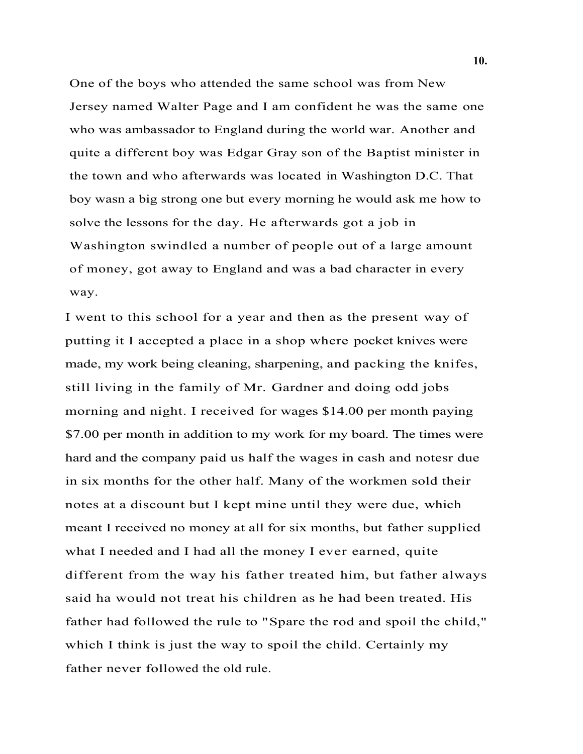One of the boys who attended the same school was from New Jersey named Walter Page and I am confident he was the same one who was ambassador to England during the world war. Another and quite a different boy was Edgar Gray son of the Baptist minister in the town and who afterwards was located in Washington D.C. That boy wasn a big strong one but every morning he would ask me how to solve the lessons for the day. He afterwards got a job in Washington swindled a number of people out of a large amount of money, got away to England and was a bad character in every way.

I went to this school for a year and then as the present way of putting it I accepted a place in a shop where pocket knives were made, my work being cleaning, sharpening, and packing the knifes, still living in the family of Mr. Gardner and doing odd jobs morning and night. I received for wages $14.00 per month paying $7.00 per month in addition to my work for my board. The times were hard and the company paid us half the wages in cash and notesr due in six months for the other half. Many of the workmen sold their notes at a discount but I kept mine until they were due, which meant I received no money at all for six months, but father supplied what I needed and I had all the money I ever earned, quite different from the way his father treated him, but father always said ha would not treat his children as he had been treated. His father had followed the rule to "Spare the rod and spoil the child," which I think is just the way to spoil the child. Certainly my father never followed the old rule.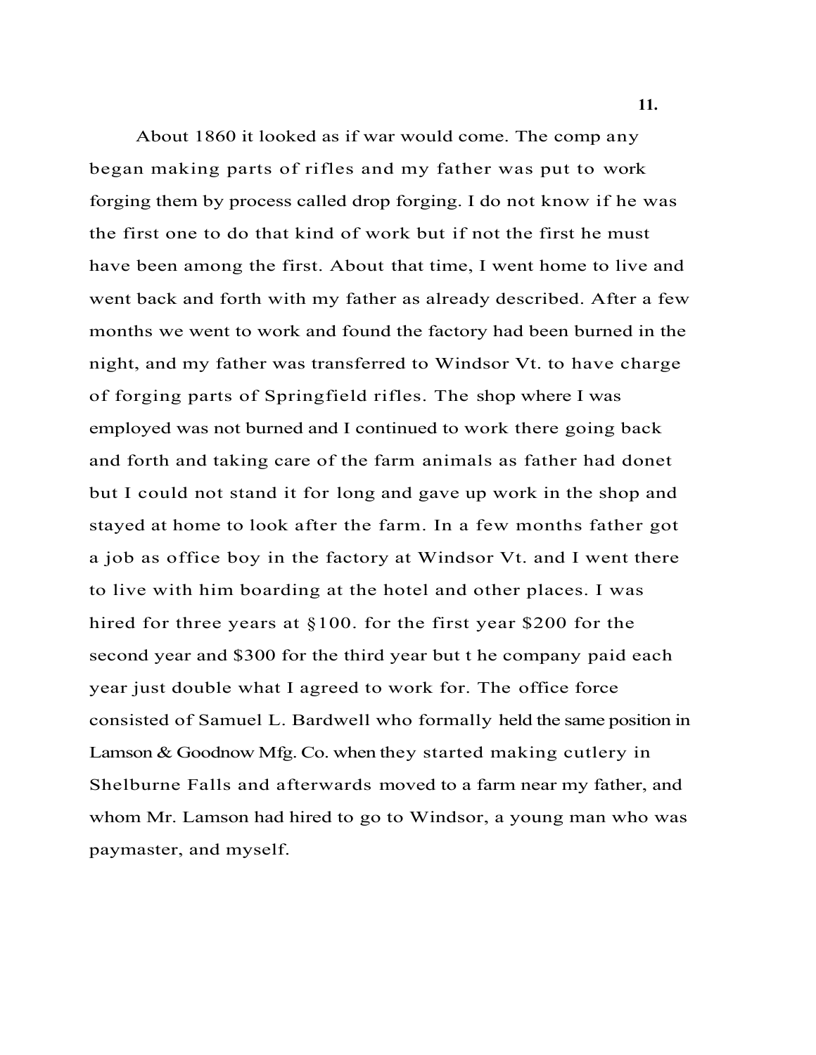About 1860 it looked as if war would come. The comp any began making parts of rifles and my father was put to work forging them by process called drop forging. I do not know if he was the first one to do that kind of work but if not the first he must have been among the first. About that time, I went home to live and went back and forth with my father as already described. After a few months we went to work and found the factory had been burned in the night, and my father was transferred to Windsor Vt. to have charge of forging parts of Springfield rifles. The shop where I was employed was not burned and I continued to work there going back and forth and taking care of the farm animals as father had donet but I could not stand it for long and gave up work in the shop and stayed at home to look after the farm. In a few months father got a job as office boy in the factory at Windsor Vt. and I went there to live with him boarding at the hotel and other places. I was hired for three years at §100. for the first year $200 for the second year and $300 for the third year but t he company paid each year just double what I agreed to work for. The office force consisted of Samuel L. Bardwell who formally held the same position in Lamson & Goodnow Mfg. Co. when they started making cutlery in Shelburne Falls and afterwards moved to a farm near my father, and whom Mr. Lamson had hired to go to Windsor, a young man who was paymaster, and myself.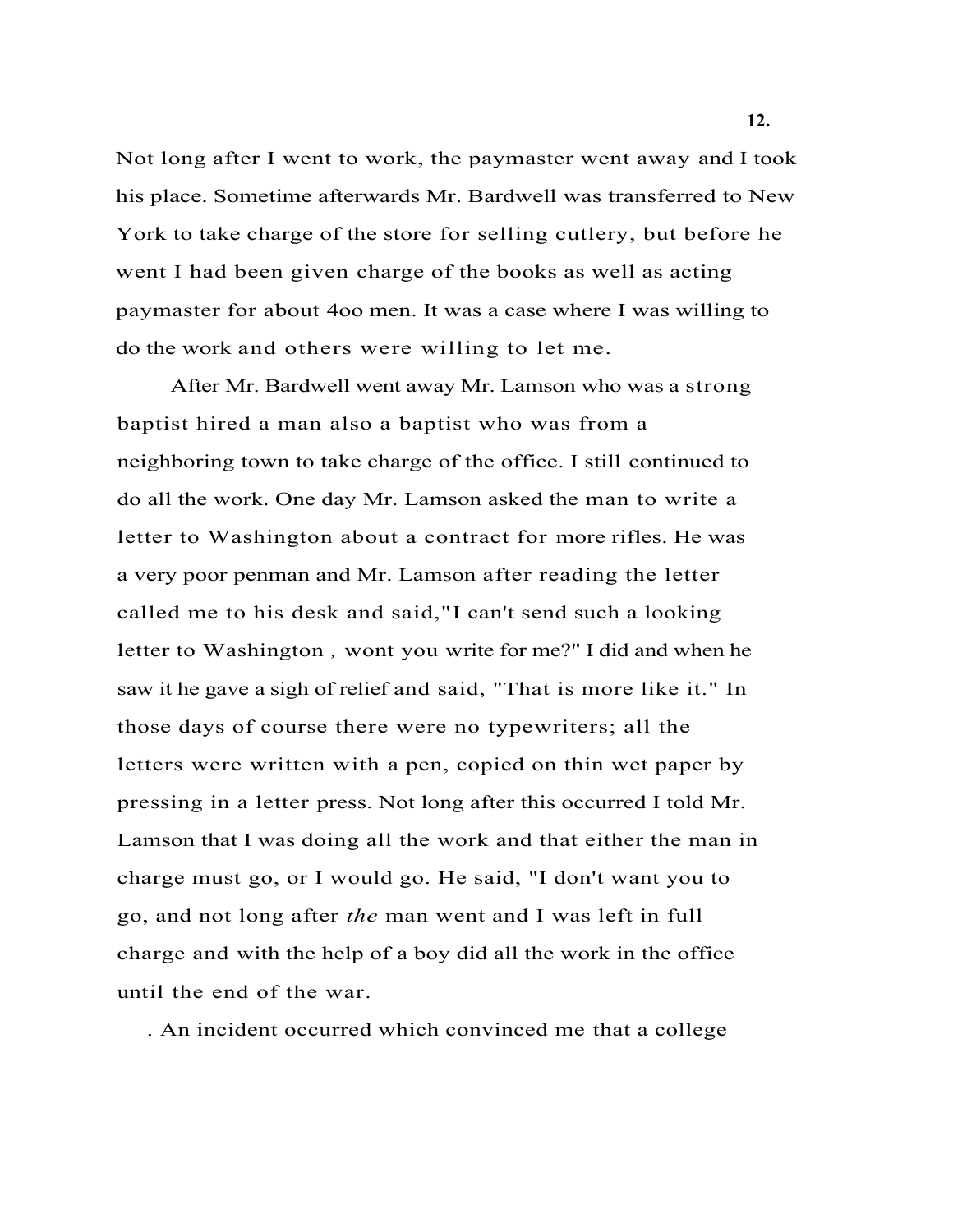Not long after I went to work, the paymaster went away and I took his place. Sometime afterwards Mr. Bardwell was transferred to New York to take charge of the store for selling cutlery, but before he went I had been given charge of the books as well as acting paymaster for about 4oo men. It was a case where I was willing to do the work and others were willing to let me.

After Mr. Bardwell went away Mr. Lamson who was a strong baptist hired a man also a baptist who was from a neighboring town to take charge of the office. I still continued to do all the work. One day Mr. Lamson asked the man to write a letter to Washington about a contract for more rifles. He was a very poor penman and Mr. Lamson after reading the letter called me to his desk and said,"I can't send such a looking letter to Washington , wont you write for me?" I did and when he saw it he gave a sigh of relief and said, "That is more like it." In those days of course there were no typewriters; all the letters were written with a pen, copied on thin wet paper by pressing in a letter press. Not long after this occurred I told Mr. Lamson that I was doing all the work and that either the man in charge must go, or I would go. He said, "I don't want you to go, and not long after *the* man went and I was left in full charge and with the help of a boy did all the work in the office until the end of the war.

. An incident occurred which convinced me that a college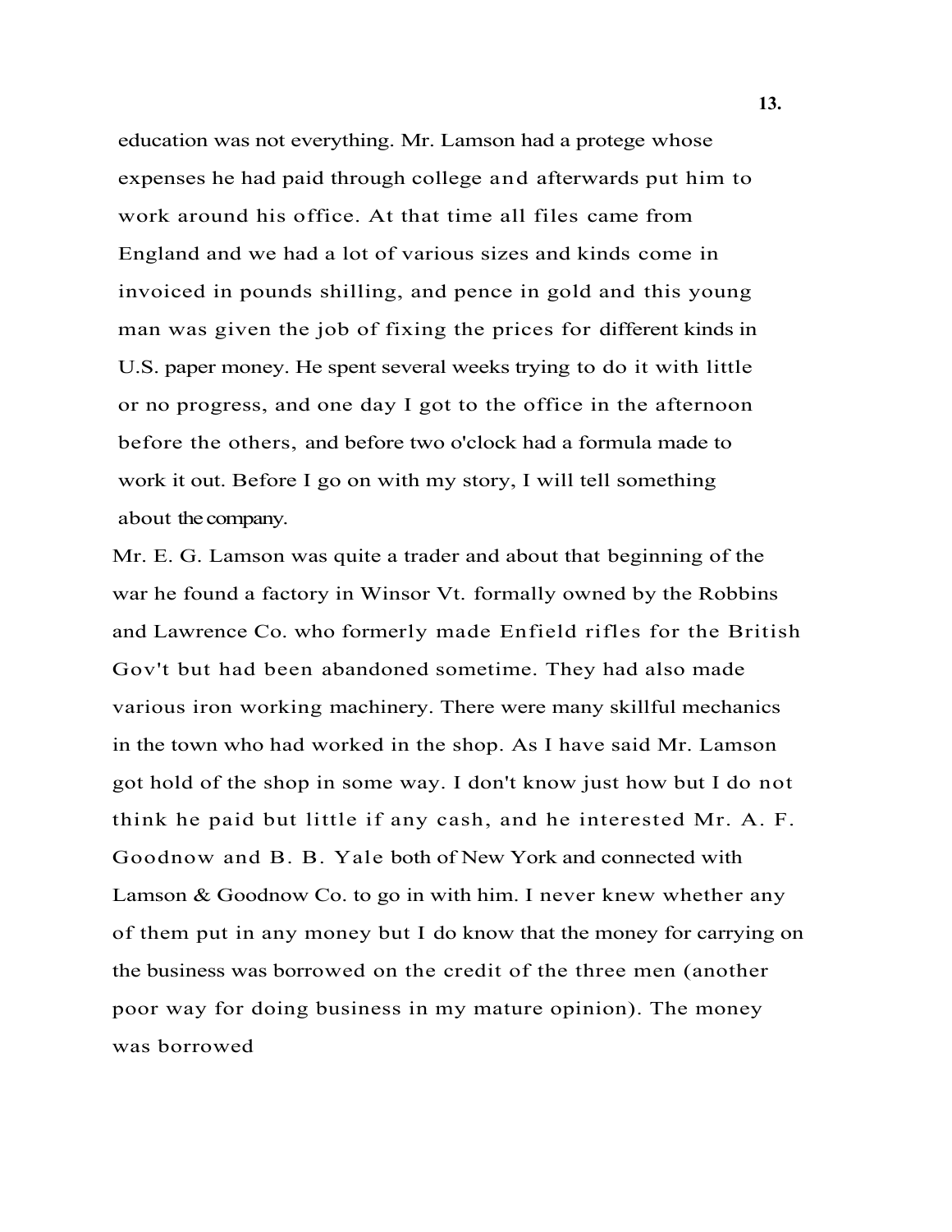education was not everything. Mr. Lamson had a protege whose expenses he had paid through college and afterwards put him to work around his office. At that time all files came from England and we had a lot of various sizes and kinds come in invoiced in pounds shilling, and pence in gold and this young man was given the job of fixing the prices for different kinds in U.S. paper money. He spent several weeks trying to do it with little or no progress, and one day I got to the office in the afternoon before the others, and before two o'clock had a formula made to work it out. Before I go on with my story, I will tell something about the company.

Mr. E. G. Lamson was quite a trader and about that beginning of the war he found a factory in Winsor Vt. formally owned by the Robbins and Lawrence Co. who formerly made Enfield rifles for the British Gov't but had been abandoned sometime. They had also made various iron working machinery. There were many skillful mechanics in the town who had worked in the shop. As I have said Mr. Lamson got hold of the shop in some way. I don't know just how but I do not think he paid but little if any cash, and he interested Mr. A. F. Goodnow and B. B. Yale both of New York and connected with Lamson & Goodnow Co. to go in with him. I never knew whether any of them put in any money but I do know that the money for carrying on the business was borrowed on the credit of the three men (another poor way for doing business in my mature opinion). The money was borrowed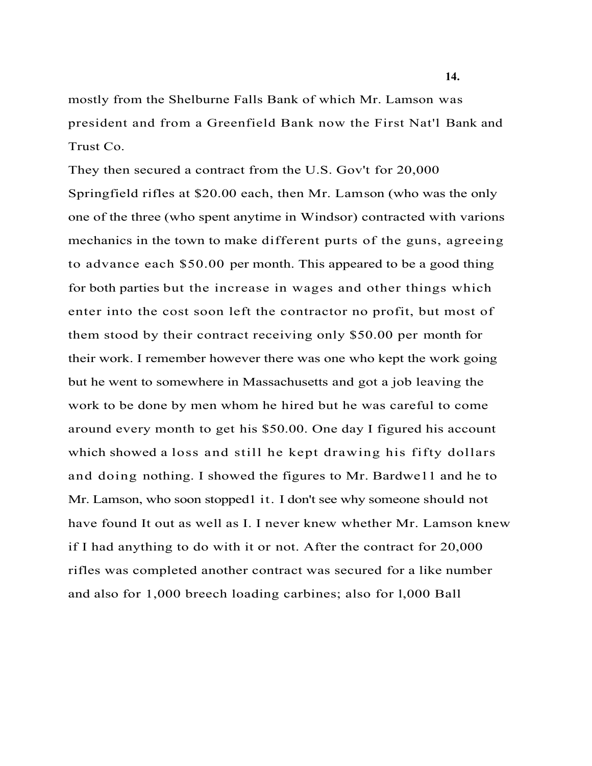mostly from the Shelburne Falls Bank of which Mr. Lamson was president and from a Greenfield Bank now the First Nat'l Bank and Trust Co.

They then secured a contract from the U.S. Gov't for 20,000 Springfield rifles at $20.00 each, then Mr. Lamson (who was the only one of the three (who spent anytime in Windsor) contracted with varions mechanics in the town to make different purts of the guns, agreeing to advance each $50.00 per month. This appeared to be a good thing for both parties but the increase in wages and other things which enter into the cost soon left the contractor no profit, but most of them stood by their contract receiving only $50.00 per month for their work. I remember however there was one who kept the work going but he went to somewhere in Massachusetts and got a job leaving the work to be done by men whom he hired but he was careful to come around every month to get his $50.00. One day I figured his account which showed a loss and still he kept drawing his fifty dollars and doing nothing. I showed the figures to Mr. Bardwe11 and he to Mr. Lamson, who soon stopped1 it. I don't see why someone should not have found It out as well as I. I never knew whether Mr. Lamson knew if I had anything to do with it or not. After the contract for 20,000 rifles was completed another contract was secured for a like number and also for 1,000 breech loading carbines; also for l,000 Ball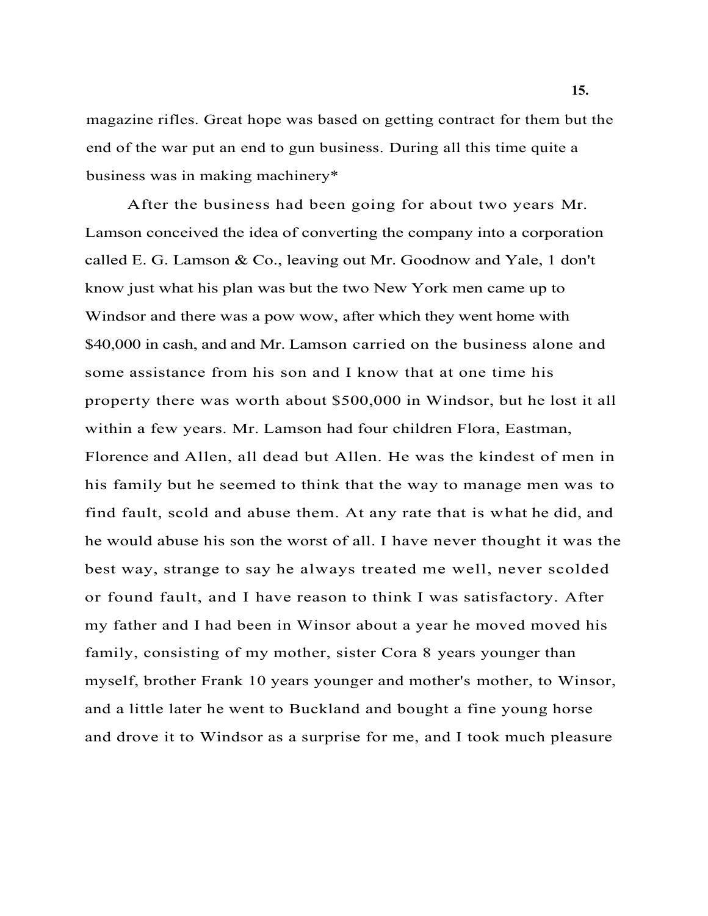magazine rifles. Great hope was based on getting contract for them but the end of the war put an end to gun business. During all this time quite a business was in making machinery*

After the business had been going for about two years Mr. Lamson conceived the idea of converting the company into a corporation called E. G. Lamson & Co., leaving out Mr. Goodnow and Yale, 1 don't know just what his plan was but the two New York men came up to Windsor and there was a pow wow, after which they went home with $40,000 in cash, and and Mr. Lamson carried on the business alone and some assistance from his son and I know that at one time his property there was worth about $500,000 in Windsor, but he lost it all within a few years. Mr. Lamson had four children Flora, Eastman, Florence and Allen, all dead but Allen. He was the kindest of men in his family but he seemed to think that the way to manage men was to find fault, scold and abuse them. At any rate that is what he did, and he would abuse his son the worst of all. I have never thought it was the best way, strange to say he always treated me well, never scolded or found fault, and I have reason to think I was satisfactory. After my father and I had been in Winsor about a year he moved moved his family, consisting of my mother, sister Cora 8 years younger than myself, brother Frank 10 years younger and mother's mother, to Winsor, and a little later he went to Buckland and bought a fine young horse and drove it to Windsor as a surprise for me, and I took much pleasure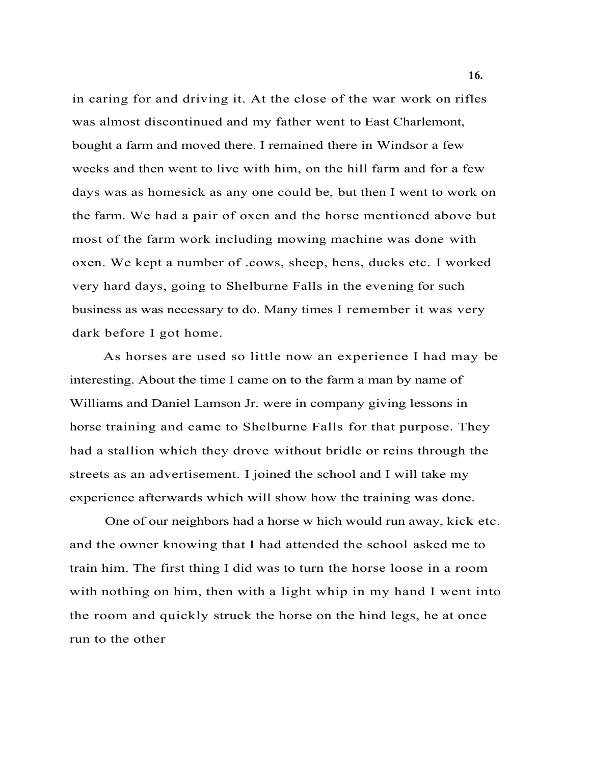in caring for and driving it. At the close of the war work on rifles was almost discontinued and my father went to East Charlemont, bought a farm and moved there. I remained there in Windsor a few weeks and then went to live with him, on the hill farm and for a few days was as homesick as any one could be, but then I went to work on the farm. We had a pair of oxen and the horse mentioned above but most of the farm work including mowing machine was done with oxen. We kept a number of .cows, sheep, hens, ducks etc. I worked very hard days, going to Shelburne Falls in the evening for such business as was necessary to do. Many times I remember it was very dark before I got home.

As horses are used so little now an experience I had may be interesting. About the time I came on to the farm a man by name of Williams and Daniel Lamson Jr. were in company giving lessons in horse training and came to Shelburne Falls for that purpose. They had a stallion which they drove without bridle or reins through the streets as an advertisement. I joined the school and I will take my experience afterwards which will show how the training was done.

One of our neighbors had a horse w hich would run away, kick etc. and the owner knowing that I had attended the school asked me to train him. The first thing I did was to turn the horse loose in a room with nothing on him, then with a light whip in my hand I went into the room and quickly struck the horse on the hind legs, he at once run to the other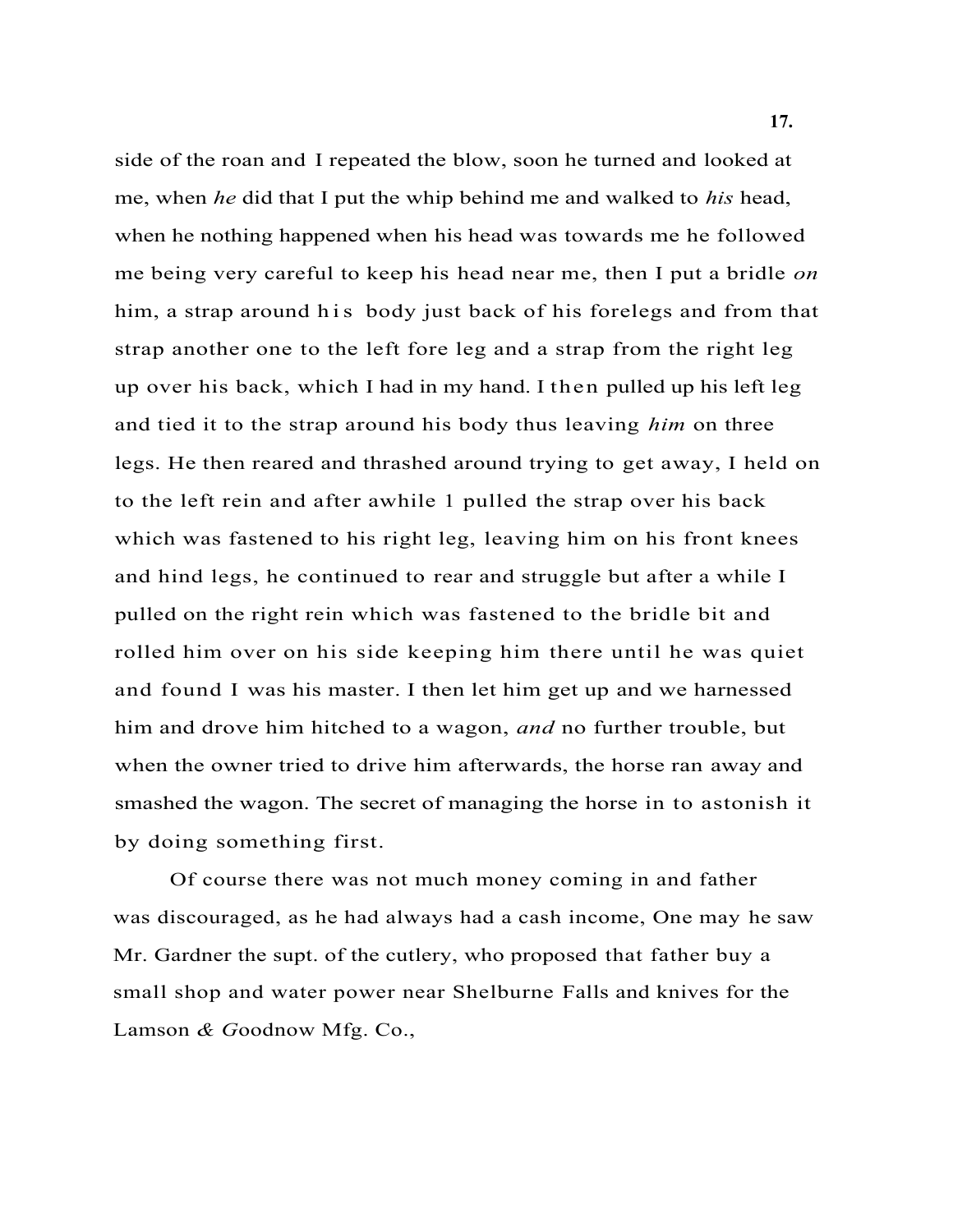side of the roan and I repeated the blow, soon he turned and looked at me, when *he* did that I put the whip behind me and walked to *his* head, when he nothing happened when his head was towards me he followed me being very careful to keep his head near me, then I put a bridle *on* him, a strap around his body just back of his forelegs and from that strap another one to the left fore leg and a strap from the right leg up over his back, which I had in my hand. I then pulled up his left leg and tied it to the strap around his body thus leaving *him* on three legs. He then reared and thrashed around trying to get away, I held on to the left rein and after awhile 1 pulled the strap over his back which was fastened to his right leg, leaving him on his front knees and hind legs, he continued to rear and struggle but after a while I pulled on the right rein which was fastened to the bridle bit and rolled him over on his side keeping him there until he was quiet and found I was his master. I then let him get up and we harnessed him and drove him hitched to a wagon, *and* no further trouble, but when the owner tried to drive him afterwards, the horse ran away and smashed the wagon. The secret of managing the horse in to astonish it by doing something first.

Of course there was not much money coming in and father was discouraged, as he had always had a cash income, One may he saw Mr. Gardner the supt. of the cutlery, who proposed that father buy a small shop and water power near Shelburne Falls and knives for the Lamson & Goodnow Mfg. Co.,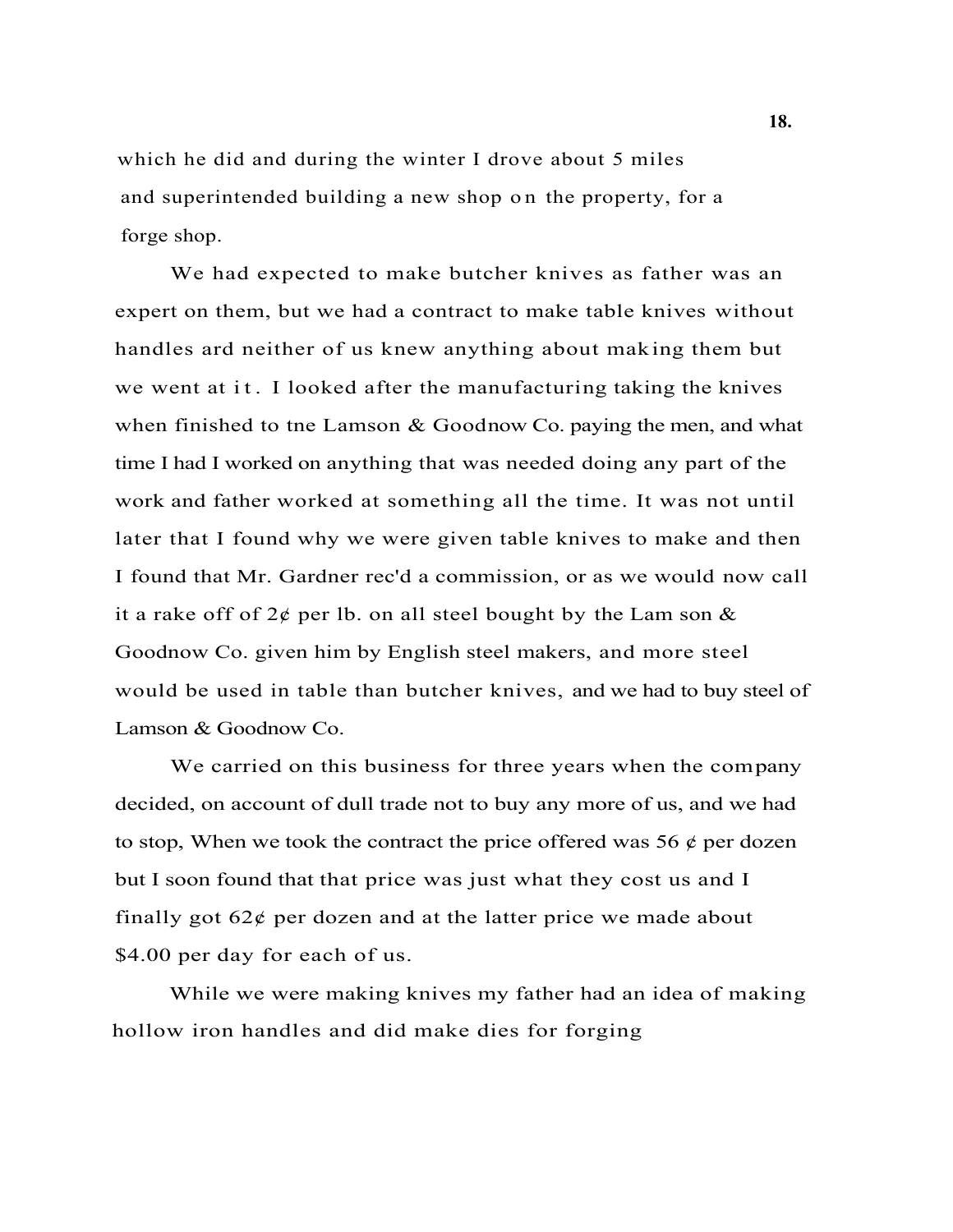which he did and during the winter I drove about 5 miles and superintended building a new shop on the property, for a forge shop.

We had expected to make butcher knives as father was an expert on them, but we had a contract to make table knives without handles ard neither of us knew anything about making them but we went at it. I looked after the manufacturing taking the knives when finished to tne Lamson & Goodnow Co. paying the men, and what time I had I worked on anything that was needed doing any part of the work and father worked at something all the time. It was not until later that I found why we were given table knives to make and then I found that Mr. Gardner rec'd a commission, or as we would now call it a rake off of 2¢ per lb. on all steel bought by the Lam son & Goodnow Co. given him by English steel makers, and more steel would be used in table than butcher knives, and we had to buy steel of Lamson & Goodnow Co.

We carried on this business for three years when the company decided, on account of dull trade not to buy any more of us, and we had to stop, When we took the contract the price offered was 56 ¢ per dozen but I soon found that that price was just what they cost us and I finally got 62¢ per dozen and at the latter price we made about $4.00 per day for each of us.

While we were making knives my father had an idea of making hollow iron handles and did make dies for forging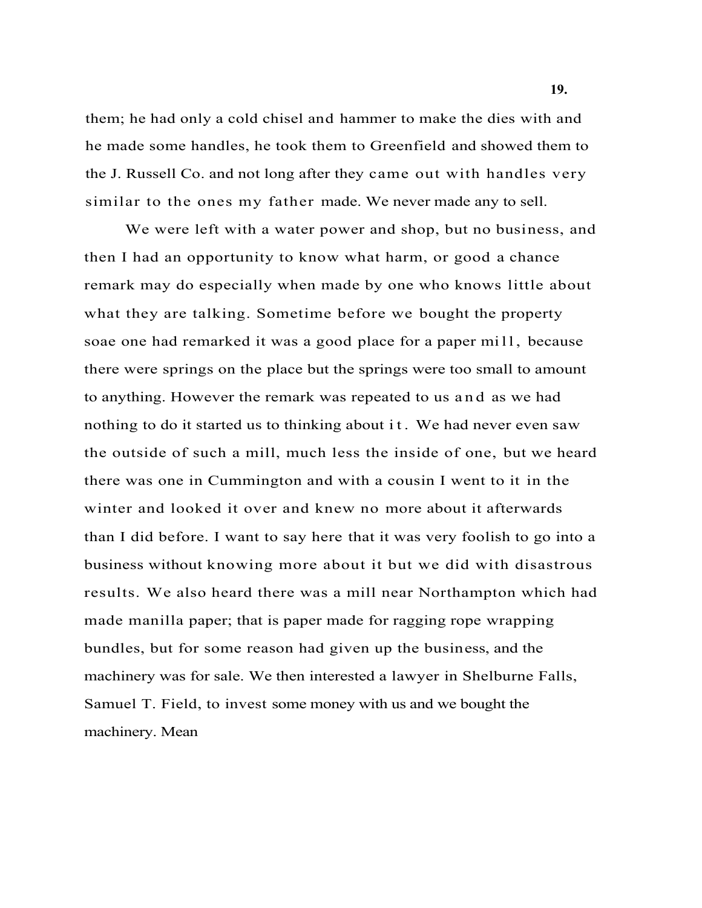them; he had only a cold chisel and hammer to make the dies with and he made some handles, he took them to Greenfield and showed them to the J. Russell Co. and not long after they came out with handles very similar to the ones my father made. We never made any to sell.

We were left with a water power and shop, but no business, and then I had an opportunity to know what harm, or good a chance remark may do especially when made by one who knows little about what they are talking. Sometime before we bought the property soae one had remarked it was a good place for a paper mill, because there were springs on the place but the springs were too small to amount to anything. However the remark was repeated to us and as we had nothing to do it started us to thinking about it. We had never even saw the outside of such a mill, much less the inside of one, but we heard there was one in Cummington and with a cousin I went to it in the winter and looked it over and knew no more about it afterwards than I did before. I want to say here that it was very foolish to go into a business without knowing more about it but we did with disastrous results. We also heard there was a mill near Northampton which had made manilla paper; that is paper made for ragging rope wrapping bundles, but for some reason had given up the business, and the machinery was for sale. We then interested a lawyer in Shelburne Falls, Samuel T. Field, to invest some money with us and we bought the machinery. Mean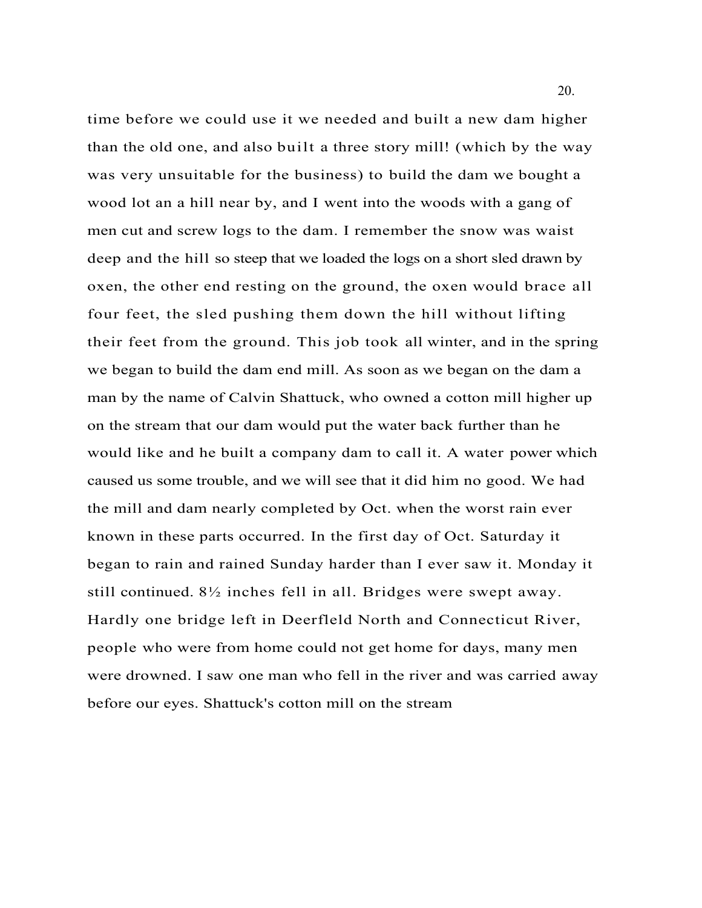time before we could use it we needed and built a new dam higher than the old one, and also built a three story mill! (which by the way was very unsuitable for the business) to build the dam we bought a wood lot an a hill near by, and I went into the woods with a gang of men cut and screw logs to the dam. I remember the snow was waist deep and the hill so steep that we loaded the logs on a short sled drawn by oxen, the other end resting on the ground, the oxen would brace all four feet, the sled pushing them down the hill without lifting their feet from the ground. This job took all winter, and in the spring we began to build the dam end mill. As soon as we began on the dam a man by the name of Calvin Shattuck, who owned a cotton mill higher up on the stream that our dam would put the water back further than he would like and he built a company dam to call it. A water power which caused us some trouble, and we will see that it did him no good. We had the mill and dam nearly completed by Oct. when the worst rain ever known in these parts occurred. In the first day of Oct. Saturday it began to rain and rained Sunday harder than I ever saw it. Monday it still continued. 8½ inches fell in all. Bridges were swept away. Hardly one bridge left in Deerfleld North and Connecticut River, people who were from home could not get home for days, many men were drowned. I saw one man who fell in the river and was carried away before our eyes. Shattuck's cotton mill on the stream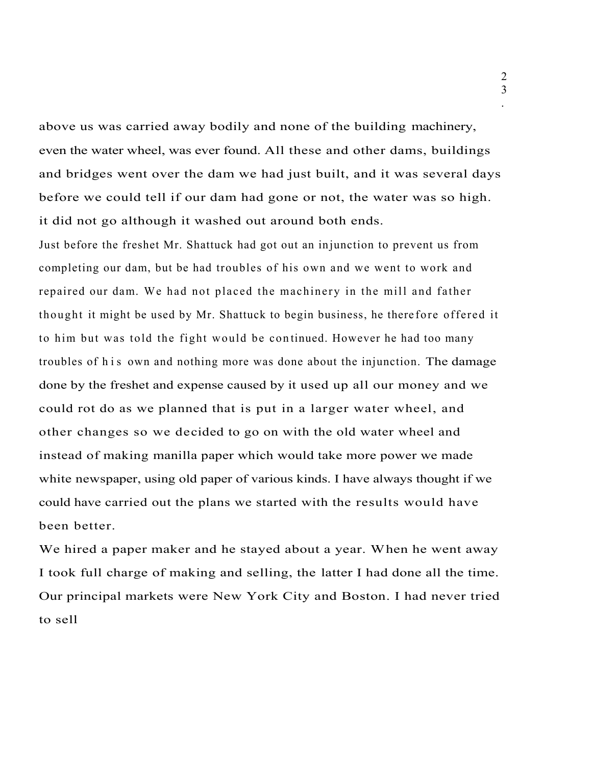above us was carried away bodily and none of the building machinery, even the water wheel, was ever found. All these and other dams, buildings and bridges went over the dam we had just built, and it was several days before we could tell if our dam had gone or not, the water was so high. it did not go although it washed out around both ends.

Just before the freshet Mr. Shattuck had got out an injunction to prevent us from completing our dam, but be had troubles of his own and we went to work and repaired our dam. We had not placed the machinery in the mill and father thought it might be used by Mr. Shattuck to begin business, he therefore offered it to him but was told the fight would be continued. However he had too many troubles of his own and nothing more was done about the injunction. The damage done by the freshet and expense caused by it used up all our money and we could rot do as we planned that is put in a larger water wheel, and other changes so we decided to go on with the old water wheel and instead of making manilla paper which would take more power we made white newspaper, using old paper of various kinds. I have always thought if we could have carried out the plans we started with the results would have been better.

We hired a paper maker and he stayed about a year. When he went away I took full charge of making and selling, the latter I had done all the time. Our principal markets were New York City and Boston. I had never tried to sell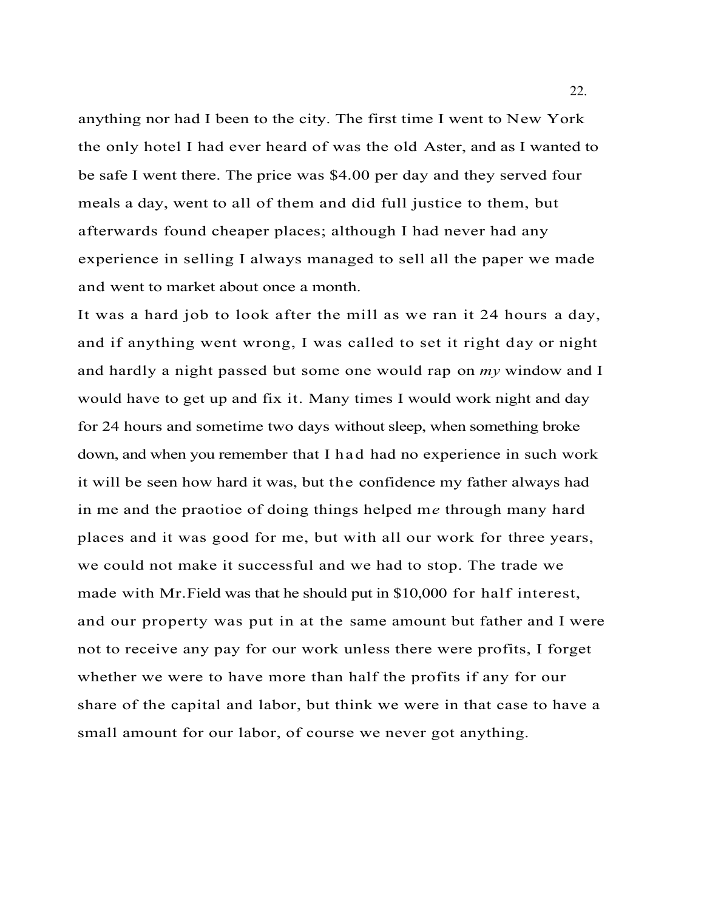anything nor had I been to the city. The first time I went to New York the only hotel I had ever heard of was the old Aster, and as I wanted to be safe I went there. The price was $4.00 per day and they served four meals a day, went to all of them and did full justice to them, but afterwards found cheaper places; although I had never had any experience in selling I always managed to sell all the paper we made and went to market about once a month.

It was a hard job to look after the mill as we ran it 24 hours a day, and if anything went wrong, I was called to set it right day or night and hardly a night passed but some one would rap on *my* window and I would have to get up and fix it. Many times I would work night and day for 24 hours and sometime two days without sleep, when something broke down, and when you remember that I had had no experience in such work it will be seen how hard it was, but the confidence my father always had in me and the praotioe of doing things helped me through many hard places and it was good for me, but with all our work for three years, we could not make it successful and we had to stop. The trade we made with Mr.Field was that he should put in $10,000 for half interest, and our property was put in at the same amount but father and I were not to receive any pay for our work unless there were profits, I forget whether we were to have more than half the profits if any for our share of the capital and labor, but think we were in that case to have a small amount for our labor, of course we never got anything.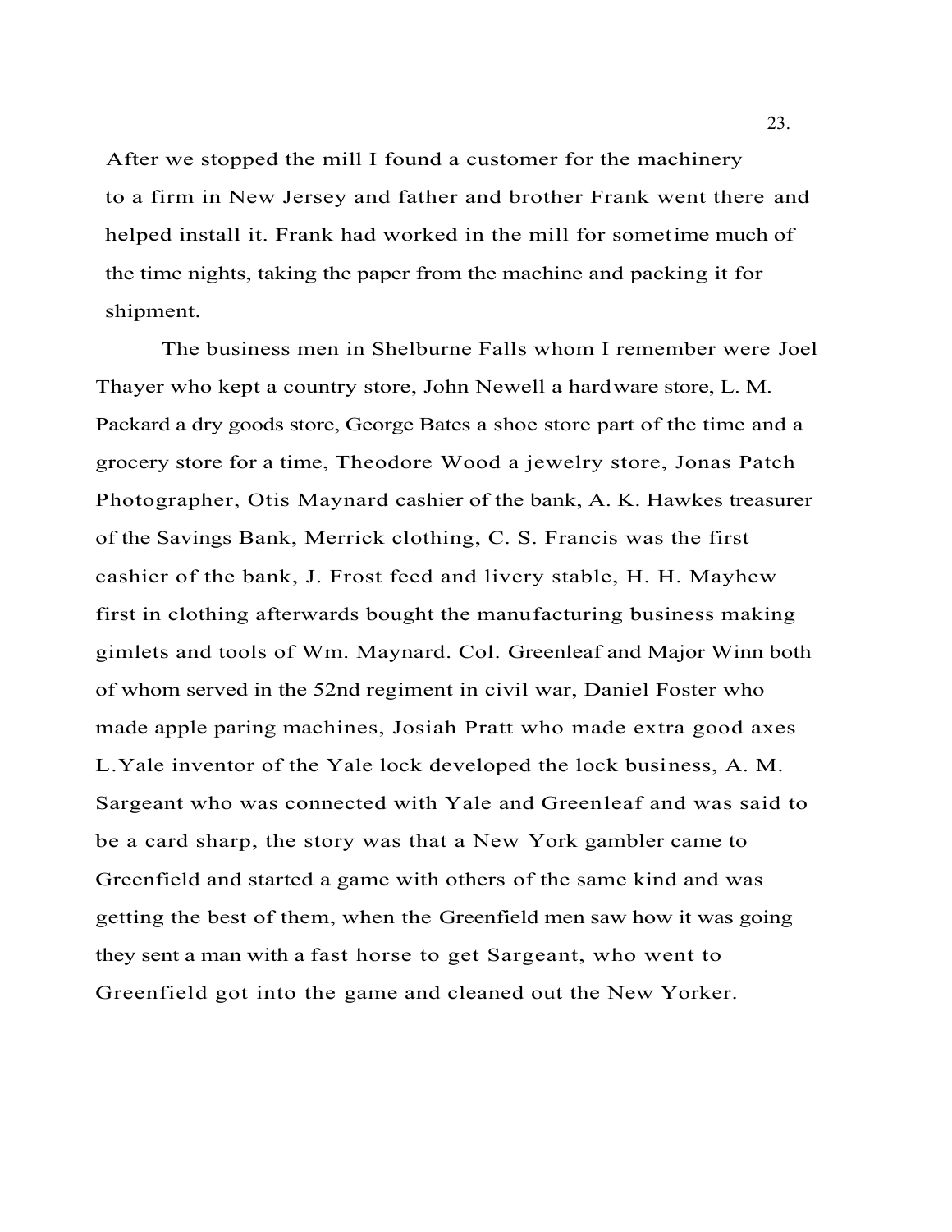After we stopped the mill I found a customer for the machinery to a firm in New Jersey and father and brother Frank went there and helped install it. Frank had worked in the mill for sometime much of the time nights, taking the paper from the machine and packing it for shipment.

The business men in Shelburne Falls whom I remember were Joel Thayer who kept a country store, John Newell a hardware store, L. M. Packard a dry goods store, George Bates a shoe store part of the time and a grocery store for a time, Theodore Wood a jewelry store, Jonas Patch Photographer, Otis Maynard cashier of the bank, A. K. Hawkes treasurer of the Savings Bank, Merrick clothing, C. S. Francis was the first cashier of the bank, J. Frost feed and livery stable, H. H. Mayhew first in clothing afterwards bought the manufacturing business making gimlets and tools of Wm. Maynard. Col. Greenleaf and Major Winn both of whom served in the 52nd regiment in civil war, Daniel Foster who made apple paring machines, Josiah Pratt who made extra good axes L.Yale inventor of the Yale lock developed the lock business, A. M. Sargeant who was connected with Yale and Greenleaf and was said to be a card sharp, the story was that a New York gambler came to Greenfield and started a game with others of the same kind and was getting the best of them, when the Greenfield men saw how it was going they sent a man with a fast horse to get Sargeant, who went to Greenfield got into the game and cleaned out the New Yorker.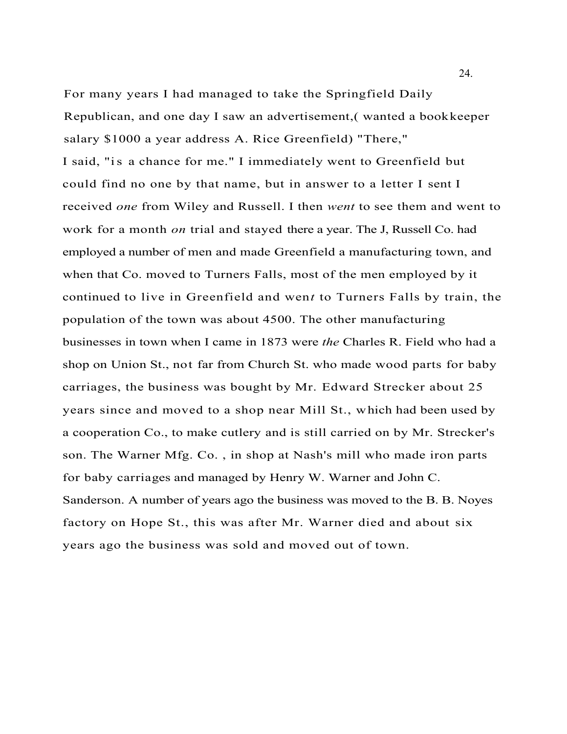For many years I had managed to take the Springfield Daily Republican, and one day I saw an advertisement,( wanted a bookkeeper salary $1000 a year address A. Rice Greenfield) "There," I said, "is a chance for me." I immediately went to Greenfield but could find no one by that name, but in answer to a letter I sent I received *one* from Wiley and Russell. I then *went* to see them and went to work for a month *on* trial and stayed there a year. The J, Russell Co. had employed a number of men and made Greenfield a manufacturing town, and when that Co. moved to Turners Falls, most of the men employed by it continued to live in Greenfield and wen*t* to Turners Falls by train, the population of the town was about 4500. The other manufacturing businesses in town when I came in 1873 were *the* Charles R. Field who had a shop on Union St., not far from Church St. who made wood parts for baby carriages, the business was bought by Mr. Edward Strecker about 25 years since and moved to a shop near Mill St., which had been used by a cooperation Co., to make cutlery and is still carried on by Mr. Strecker's son. The Warner Mfg. Co. , in shop at Nash's mill who made iron parts for baby carriages and managed by Henry W. Warner and John C. Sanderson. A number of years ago the business was moved to the B. B. Noyes factory on Hope St., this was after Mr. Warner died and about six years ago the business was sold and moved out of town.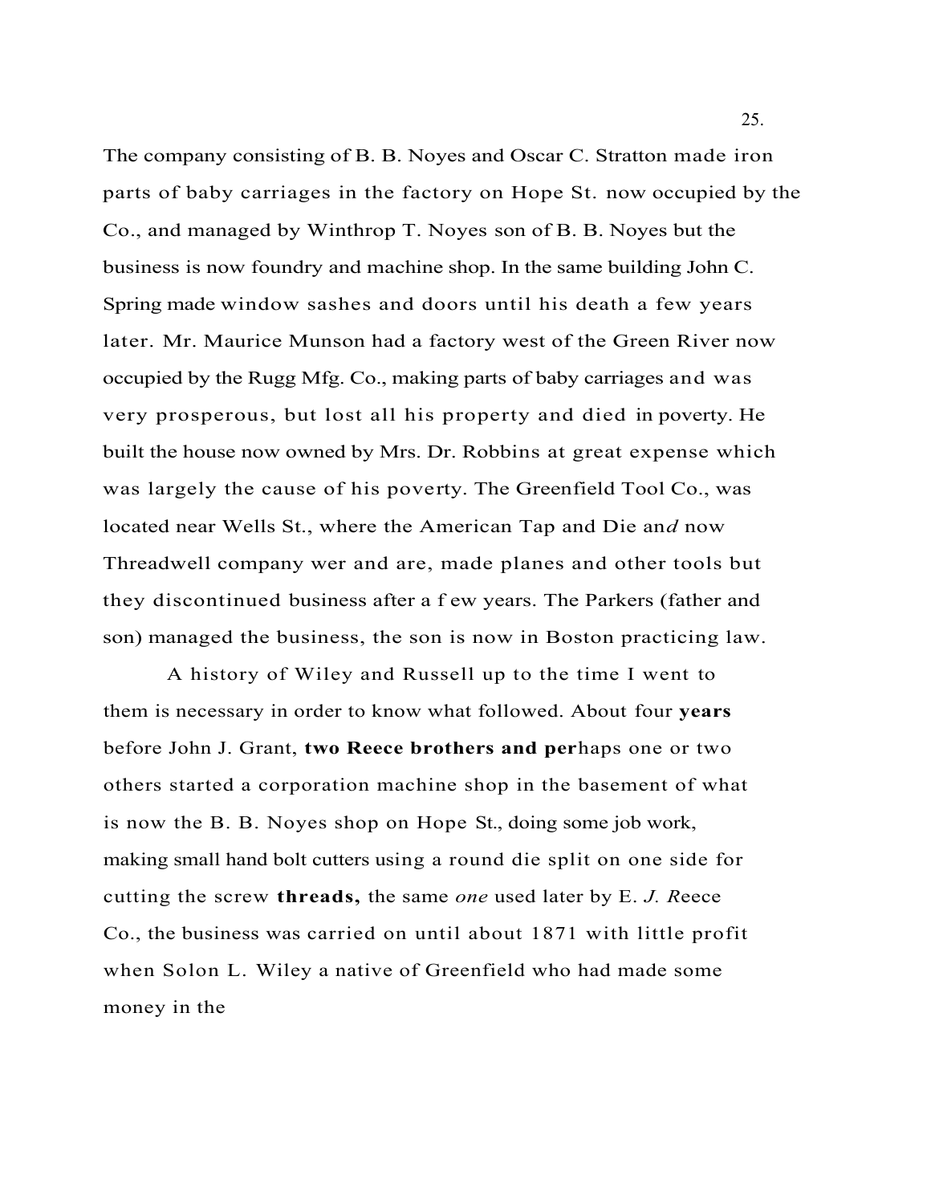The company consisting of B. B. Noyes and Oscar C. Stratton made iron parts of baby carriages in the factory on Hope St. now occupied by the Co., and managed by Winthrop T. Noyes son of B. B. Noyes but the business is now foundry and machine shop. In the same building John C. Spring made window sashes and doors until his death a few years later. Mr. Maurice Munson had a factory west of the Green River now occupied by the Rugg Mfg. Co., making parts of baby carriages and was very prosperous, but lost all his property and died in poverty. He built the house now owned by Mrs. Dr. Robbins at great expense which was largely the cause of his poverty. The Greenfield Tool Co., was located near Wells St., where the American Tap and Die an*d* now Threadwell company wer and are, made planes and other tools but they discontinued business after a f ew years. The Parkers (father and son) managed the business, the son is now in Boston practicing law.

A history of Wiley and Russell up to the time I went to them is necessary in order to know what followed. About four **years** before John J. Grant, **two Reece brothers and per**haps one or two others started a corporation machine shop in the basement of what is now the B. B. Noyes shop on Hope St., doing some job work, making small hand bolt cutters using a round die split on one side for cutting the screw **threads,** the same *one* used later by E. *J. R*eece Co., the business was carried on until about 1871 with little profit when Solon L. Wiley a native of Greenfield who had made some money in the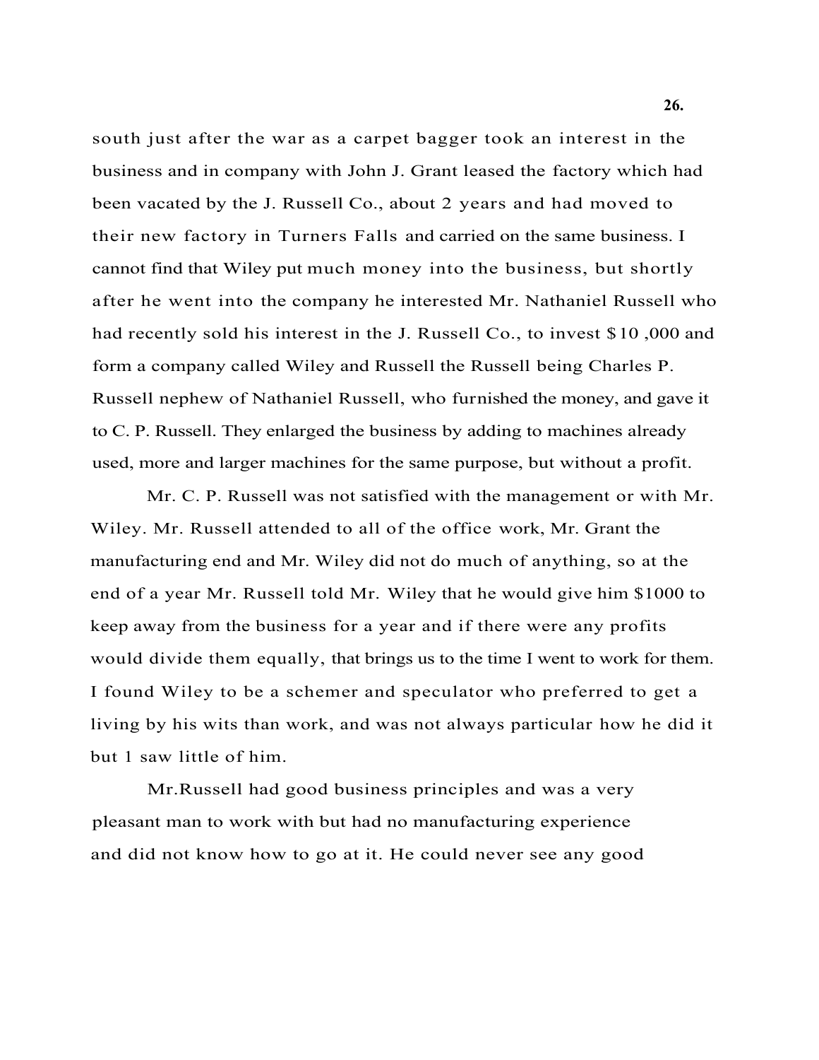south just after the war as a carpet bagger took an interest in the business and in company with John J. Grant leased the factory which had been vacated by the J. Russell Co., about 2 years and had moved to their new factory in Turners Falls and carried on the same business. I cannot find that Wiley put much money into the business, but shortly after he went into the company he interested Mr. Nathaniel Russell who had recently sold his interest in the J. Russell Co., to invest $10 ,000 and form a company called Wiley and Russell the Russell being Charles P. Russell nephew of Nathaniel Russell, who furnished the money, and gave it to C. P. Russell. They enlarged the business by adding to machines already used, more and larger machines for the same purpose, but without a profit.

Mr. C. P. Russell was not satisfied with the management or with Mr. Wiley. Mr. Russell attended to all of the office work, Mr. Grant the manufacturing end and Mr. Wiley did not do much of anything, so at the end of a year Mr. Russell told Mr. Wiley that he would give him $1000 to keep away from the business for a year and if there were any profits would divide them equally, that brings us to the time I went to work for them. I found Wiley to be a schemer and speculator who preferred to get a living by his wits than work, and was not always particular how he did it but 1 saw little of him.

Mr.Russell had good business principles and was a very pleasant man to work with but had no manufacturing experience and did not know how to go at it. He could never see any good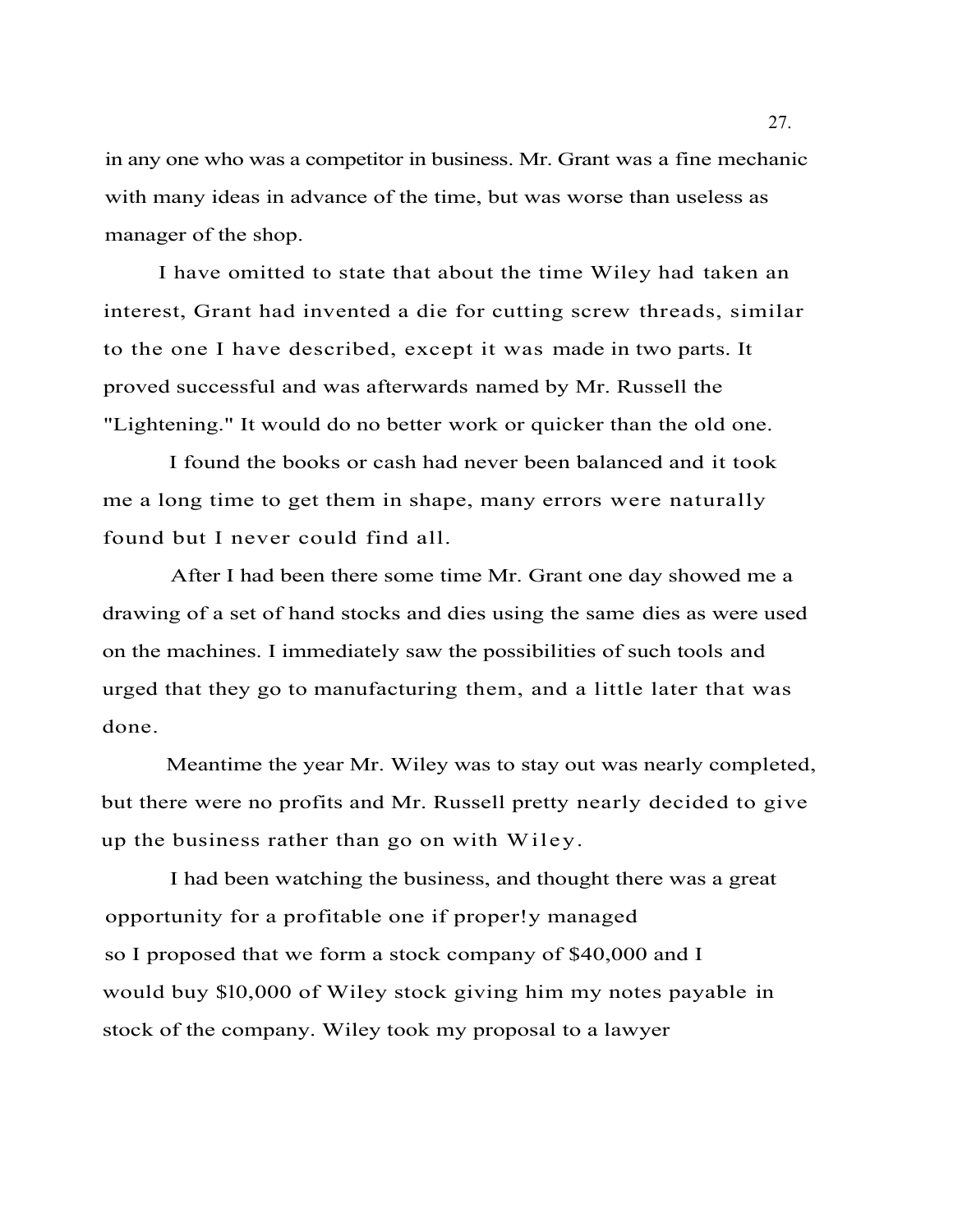in any one who was a competitor in business. Mr. Grant was a fine mechanic with many ideas in advance of the time, but was worse than useless as manager of the shop.

I have omitted to state that about the time Wiley had taken an interest, Grant had invented a die for cutting screw threads, similar to the one I have described, except it was made in two parts. It proved successful and was afterwards named by Mr. Russell the "Lightening." It would do no better work or quicker than the old one.

I found the books or cash had never been balanced and it took me a long time to get them in shape, many errors were naturally found but I never could find all.

After I had been there some time Mr. Grant one day showed me a drawing of a set of hand stocks and dies using the same dies as were used on the machines. I immediately saw the possibilities of such tools and urged that they go to manufacturing them, and a little later that was done.

Meantime the year Mr. Wiley was to stay out was nearly completed, but there were no profits and Mr. Russell pretty nearly decided to give up the business rather than go on with Wiley.

I had been watching the business, and thought there was a great opportunity for a profitable one if proper!y managed so I proposed that we form a stock company of $40,000 and I would buy $10,000 of Wiley stock giving him my notes payable in stock of the company. Wiley took my proposal to a lawyer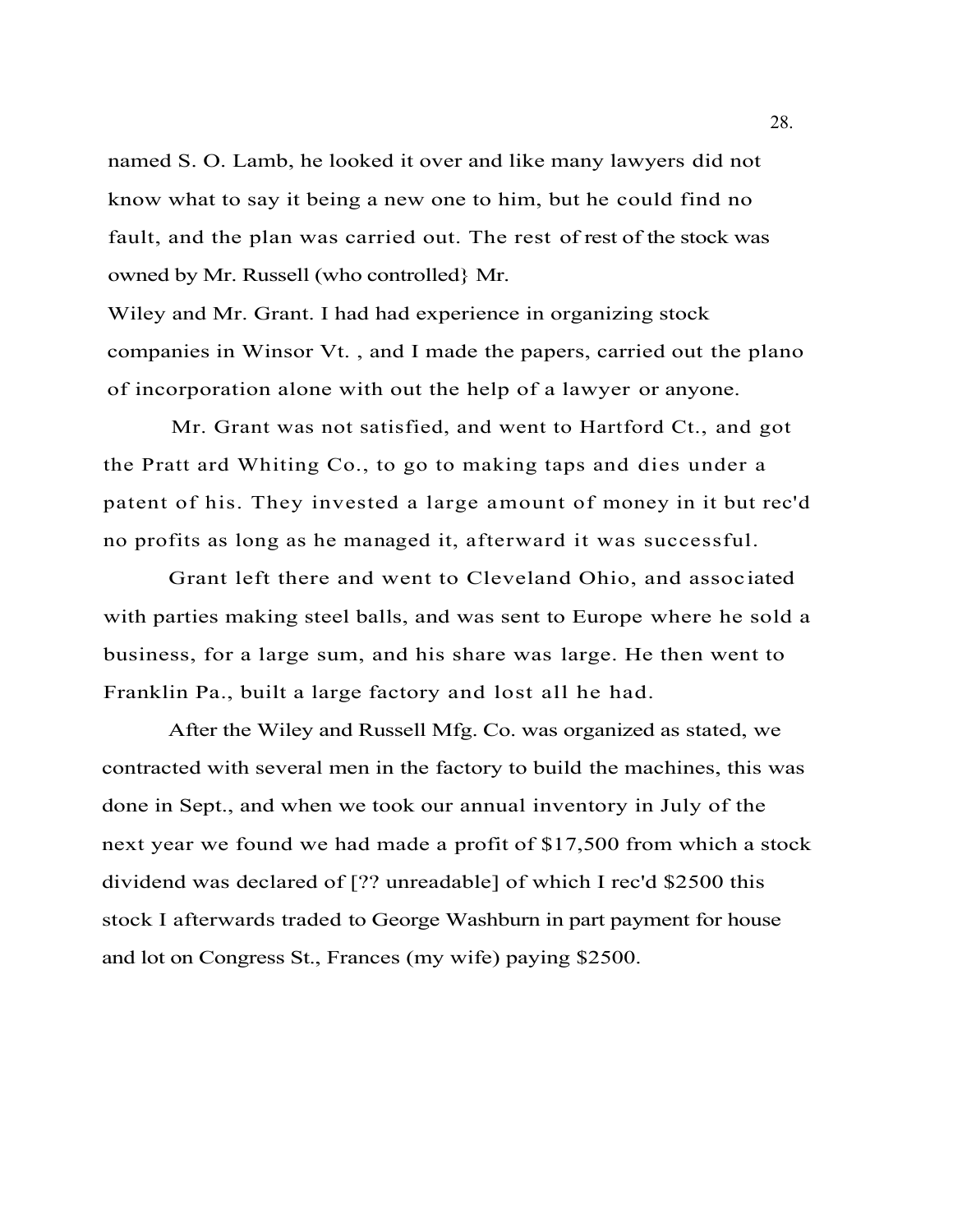named S. O. Lamb, he looked it over and like many lawyers did not know what to say it being a new one to him, but he could find no fault, and the plan was carried out. The rest of rest of the stock was owned by Mr. Russell (who controlled} Mr.
Wiley and Mr. Grant. I had had experience in organizing stock companies in Winsor Vt. , and I made the papers, carried out the plano of incorporation alone with out the help of a lawyer or anyone.

Mr. Grant was not satisfied, and went to Hartford Ct., and got the Pratt ard Whiting Co., to go to making taps and dies under a patent of his. They invested a large amount of money in it but rec'd no profits as long as he managed it, afterward it was successful.

Grant left there and went to Cleveland Ohio, and associated with parties making steel balls, and was sent to Europe where he sold a business, for a large sum, and his share was large. He then went to Franklin Pa., built a large factory and lost all he had.

After the Wiley and Russell Mfg. Co. was organized as stated, we contracted with several men in the factory to build the machines, this was done in Sept., and when we took our annual inventory in July of the next year we found we had made a profit of $17,500 from which a stock dividend was declared of [?? unreadable] of which I rec'd $2500 this stock I afterwards traded to George Washburn in part payment for house and lot on Congress St., Frances (my wife) paying $2500.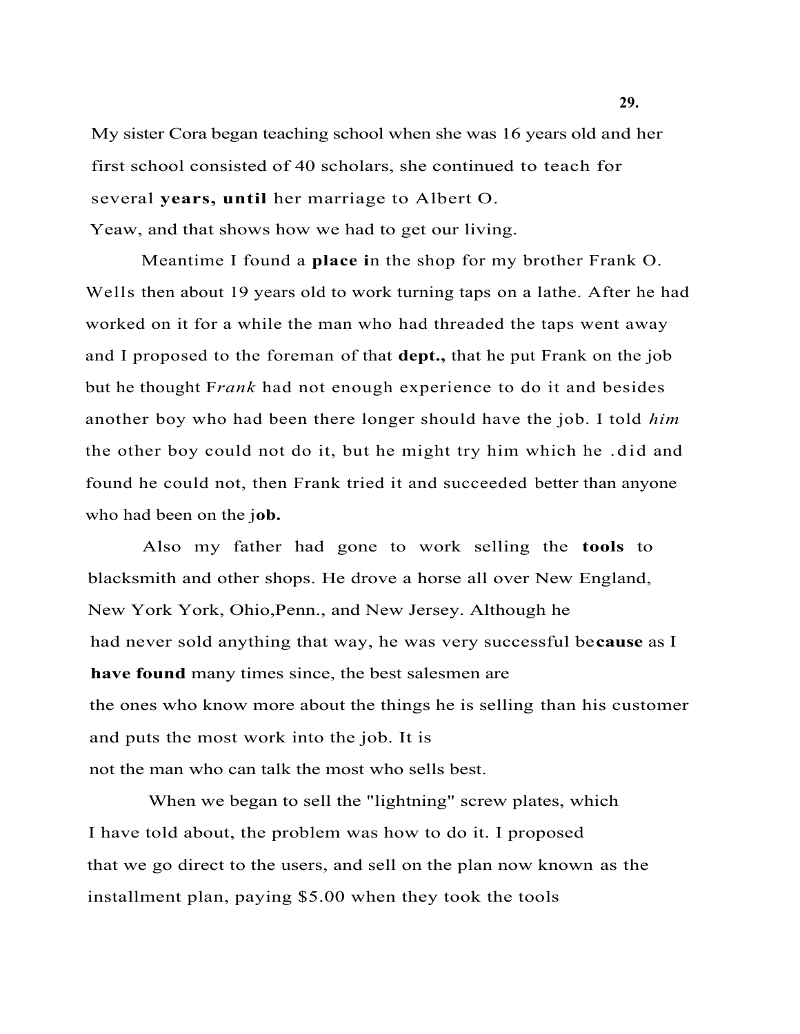My sister Cora began teaching school when she was 16 years old and her first school consisted of 40 scholars, she continued to teach for several years, until her marriage to Albert O.
Yeaw, and that shows how we had to get our living.

Meantime I found a place in the shop for my brother Frank O. Wells then about 19 years old to work turning taps on a lathe. After he had worked on it for a while the man who had threaded the taps went away and I proposed to the foreman of that dept., that he put Frank on the job but he thought Frank had not enough experience to do it and besides another boy who had been there longer should have the job. I told him the other boy could not do it, but he might try him which he .did and found he could not, then Frank tried it and succeeded better than anyone who had been on the job.

Also my father had gone to work selling the tools to blacksmith and other shops. He drove a horse all over New England, New York York, Ohio,Penn., and New Jersey. Although he had never sold anything that way, he was very successful because as I have found many times since, the best salesmen are the ones who know more about the things he is selling than his customer and puts the most work into the job. It is not the man who can talk the most who sells best.

When we began to sell the "lightning" screw plates, which I have told about, the problem was how to do it. I proposed that we go direct to the users, and sell on the plan now known as the installment plan, paying $5.00 when they took the tools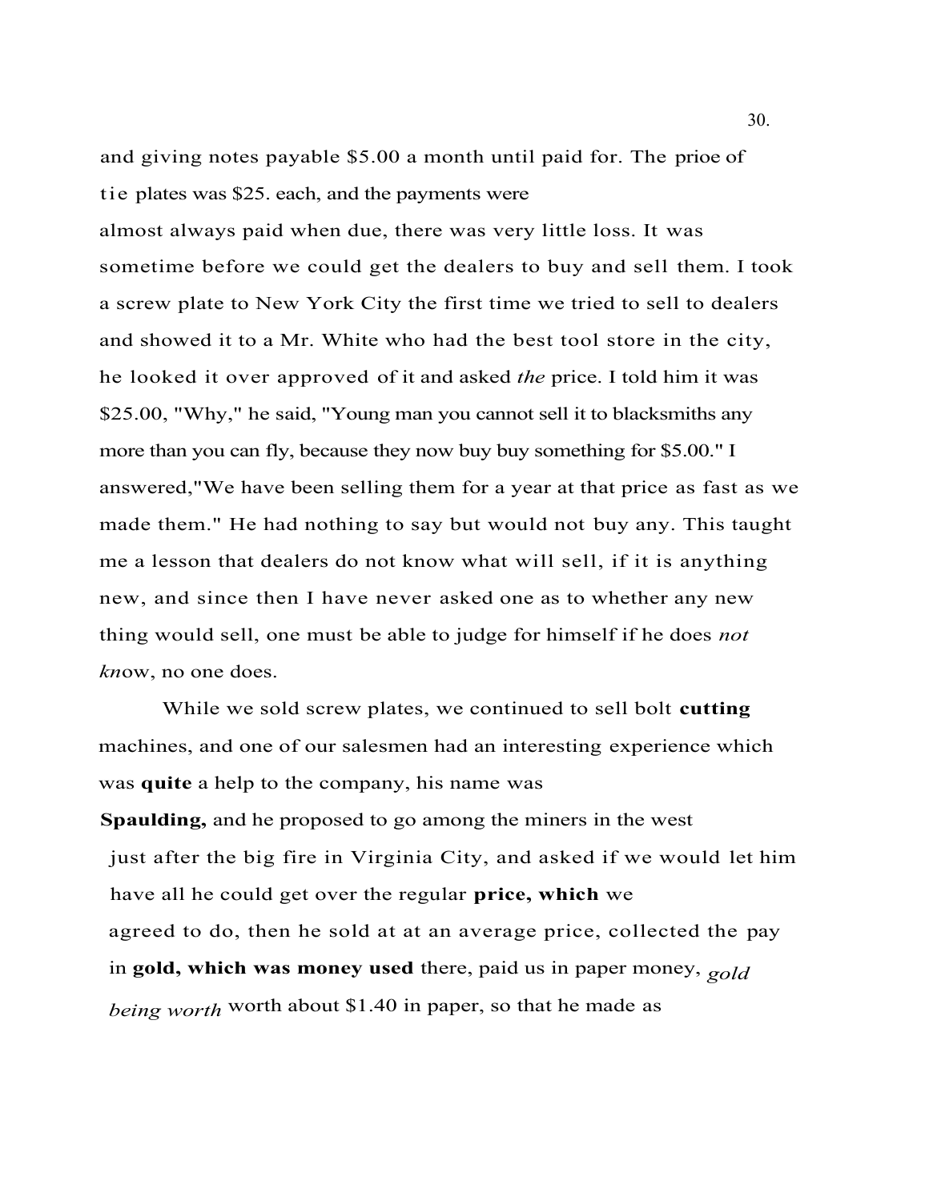and giving notes payable $5.00 a month until paid for. The prioe of tie plates was $25. each, and the payments were almost always paid when due, there was very little loss. It was sometime before we could get the dealers to buy and sell them. I took a screw plate to New York City the first time we tried to sell to dealers and showed it to a Mr. White who had the best tool store in the city, he looked it over approved of it and asked *the* price. I told him it was $25.00, "Why," he said, "Young man you cannot sell it to blacksmiths any more than you can fly, because they now buy buy something for $5.00." I answered,"We have been selling them for a year at that price as fast as we made them." He had nothing to say but would not buy any. This taught me a lesson that dealers do not know what will sell, if it is anything new, and since then I have never asked one as to whether any new thing would sell, one must be able to judge for himself if he does *not kn*ow, no one does.

While we sold screw plates, we continued to sell bolt **cutting** machines, and one of our salesmen had an interesting experience which was **quite** a help to the company, his name was **Spaulding,** and he proposed to go among the miners in the west just after the big fire in Virginia City, and asked if we would let him have all he could get over the regular **price, which** we agreed to do, then he sold at at an average price, collected the pay in **gold, which was money used** there, paid us in paper money, *gold being worth* worth about $1.40 in paper, so that he made as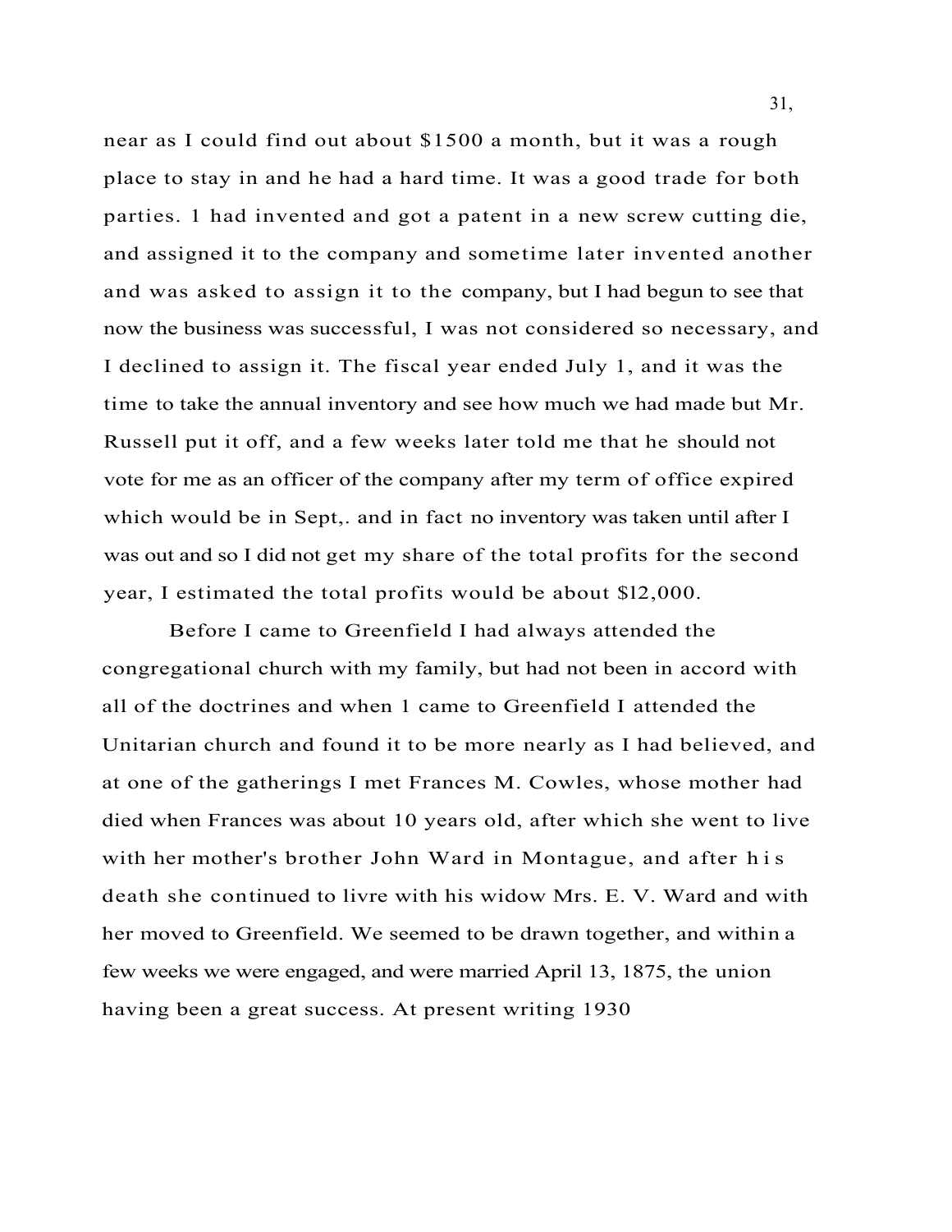near as I could find out about $1500 a month, but it was a rough place to stay in and he had a hard time. It was a good trade for both parties. 1 had invented and got a patent in a new screw cutting die, and assigned it to the company and sometime later invented another and was asked to assign it to the company, but I had begun to see that now the business was successful, I was not considered so necessary, and I declined to assign it. The fiscal year ended July 1, and it was the time to take the annual inventory and see how much we had made but Mr. Russell put it off, and a few weeks later told me that he should not vote for me as an officer of the company after my term of office expired which would be in Sept,. and in fact no inventory was taken until after I was out and so I did not get my share of the total profits for the second year, I estimated the total profits would be about $l2,000.

Before I came to Greenfield I had always attended the congregational church with my family, but had not been in accord with all of the doctrines and when 1 came to Greenfield I attended the Unitarian church and found it to be more nearly as I had believed, and at one of the gatherings I met Frances M. Cowles, whose mother had died when Frances was about 10 years old, after which she went to live with her mother's brother John Ward in Montague, and after his death she continued to livre with his widow Mrs. E. V. Ward and with her moved to Greenfield. We seemed to be drawn together, and within a few weeks we were engaged, and were married April 13, 1875, the union having been a great success. At present writing 1930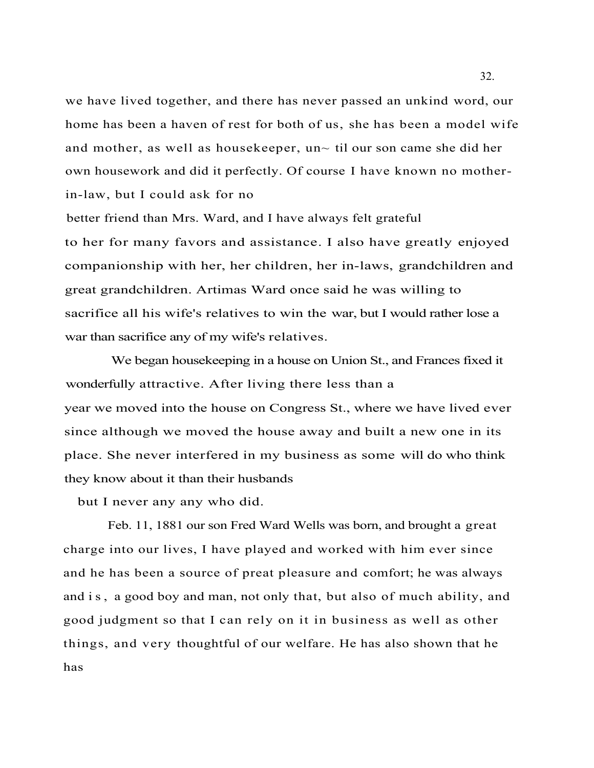we have lived together, and there has never passed an unkind word, our home has been a haven of rest for both of us, she has been a model wife and mother, as well as housekeeper, un~ til our son came she did her own housework and did it perfectly. Of course I have known no mother-in-law, but I could ask for no better friend than Mrs. Ward, and I have always felt grateful to her for many favors and assistance. I also have greatly enjoyed companionship with her, her children, her in-laws, grandchildren and great grandchildren. Artimas Ward once said he was willing to sacrifice all his wife's relatives to win the war, but I would rather lose a war than sacrifice any of my wife's relatives.

We began housekeeping in a house on Union St., and Frances fixed it wonderfully attractive. After living there less than a year we moved into the house on Congress St., where we have lived ever since although we moved the house away and built a new one in its place. She never interfered in my business as some will do who think they know about it than their husbands but I never any any who did.

Feb. 11, 1881 our son Fred Ward Wells was born, and brought a great charge into our lives, I have played and worked with him ever since and he has been a source of preat pleasure and comfort; he was always and is, a good boy and man, not only that, but also of much ability, and good judgment so that I can rely on it in business as well as other things, and very thoughtful of our welfare. He has also shown that he has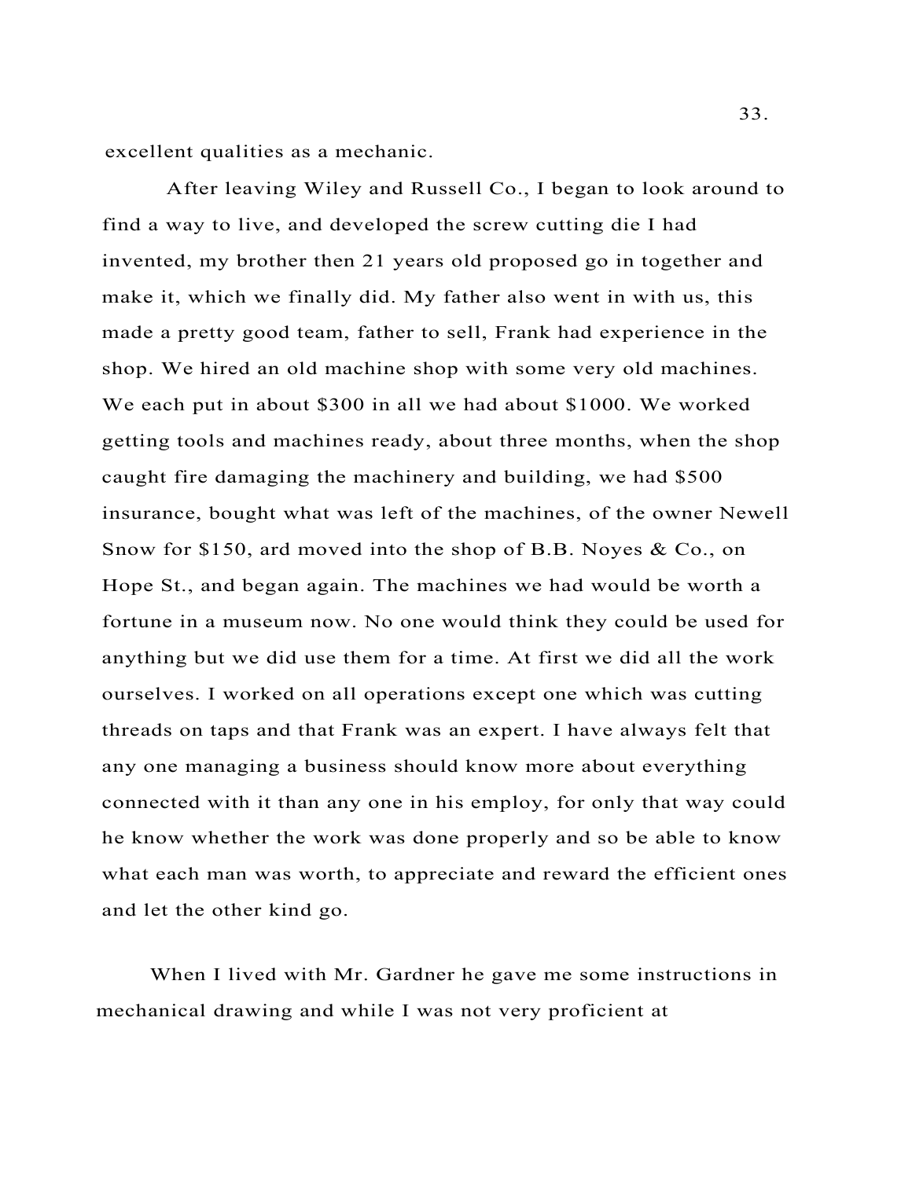excellent qualities as a mechanic.

After leaving Wiley and Russell Co., I began to look around to find a way to live, and developed the screw cutting die I had invented, my brother then 21 years old proposed go in together and make it, which we finally did. My father also went in with us, this made a pretty good team, father to sell, Frank had experience in the shop. We hired an old machine shop with some very old machines. We each put in about $300 in all we had about $1000. We worked getting tools and machines ready, about three months, when the shop caught fire damaging the machinery and building, we had $500 insurance, bought what was left of the machines, of the owner Newell Snow for $150, ard moved into the shop of B.B. Noyes & Co., on Hope St., and began again. The machines we had would be worth a fortune in a museum now. No one would think they could be used for anything but we did use them for a time. At first we did all the work ourselves. I worked on all operations except one which was cutting threads on taps and that Frank was an expert. I have always felt that any one managing a business should know more about everything connected with it than any one in his employ, for only that way could he know whether the work was done properly and so be able to know what each man was worth, to appreciate and reward the efficient ones and let the other kind go.

When I lived with Mr. Gardner he gave me some instructions in mechanical drawing and while I was not very proficient at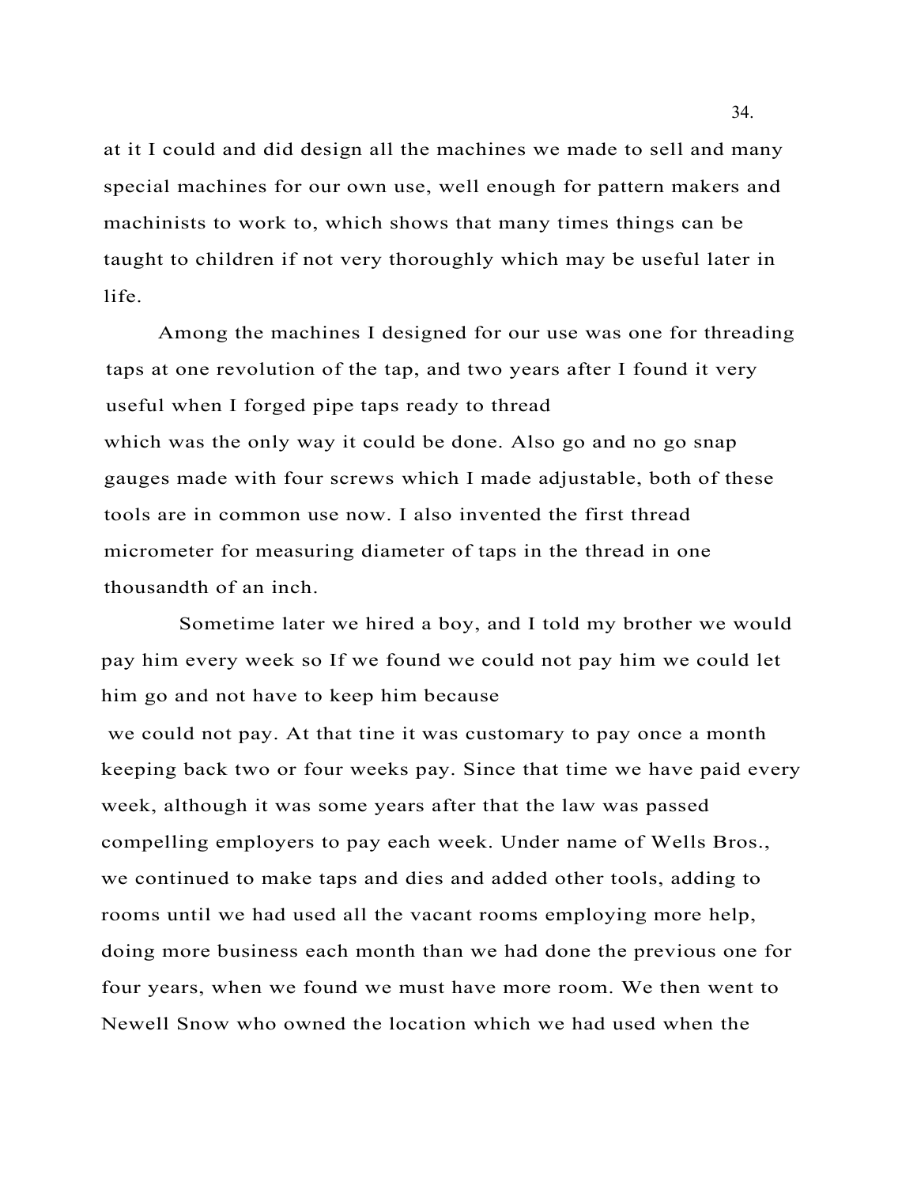at it I could and did design all the machines we made to sell and many special machines for our own use, well enough for pattern makers and machinists to work to, which shows that many times things can be taught to children if not very thoroughly which may be useful later in life.

Among the machines I designed for our use was one for threading taps at one revolution of the tap, and two years after I found it very useful when I forged pipe taps ready to thread which was the only way it could be done. Also go and no go snap gauges made with four screws which I made adjustable, both of these tools are in common use now. I also invented the first thread micrometer for measuring diameter of taps in the thread in one thousandth of an inch.

Sometime later we hired a boy, and I told my brother we would pay him every week so If we found we could not pay him we could let him go and not have to keep him because we could not pay. At that tine it was customary to pay once a month keeping back two or four weeks pay. Since that time we have paid every week, although it was some years after that the law was passed compelling employers to pay each week. Under name of Wells Bros., we continued to make taps and dies and added other tools, adding to rooms until we had used all the vacant rooms employing more help, doing more business each month than we had done the previous one for four years, when we found we must have more room. We then went to Newell Snow who owned the location which we had used when the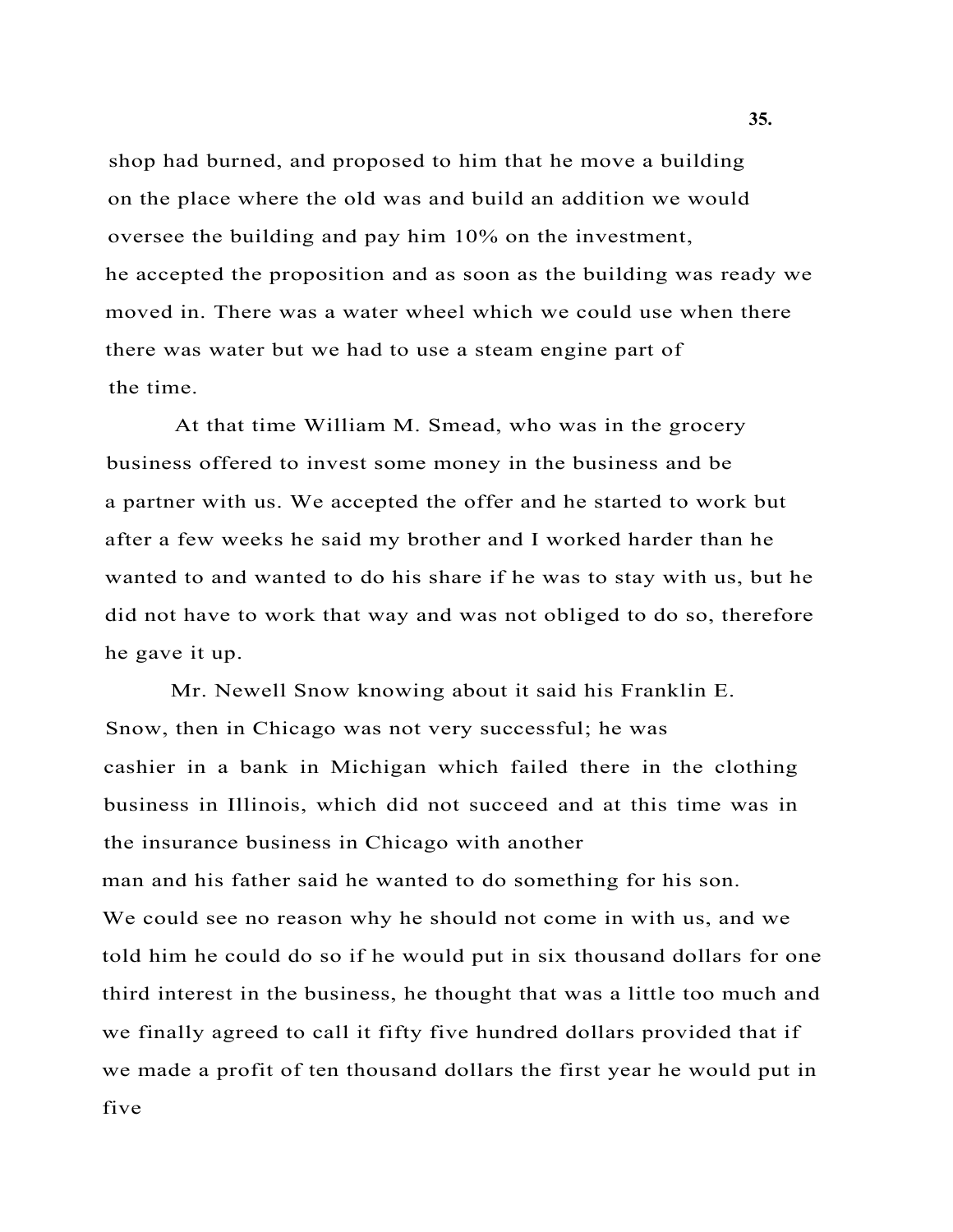shop had burned, and proposed to him that he move a building on the place where the old was and build an addition we would oversee the building and pay him 10% on the investment, he accepted the proposition and as soon as the building was ready we moved in. There was a water wheel which we could use when there there was water but we had to use a steam engine part of the time.

At that time William M. Smead, who was in the grocery business offered to invest some money in the business and be a partner with us. We accepted the offer and he started to work but after a few weeks he said my brother and I worked harder than he wanted to and wanted to do his share if he was to stay with us, but he did not have to work that way and was not obliged to do so, therefore he gave it up.

Mr. Newell Snow knowing about it said his Franklin E. Snow, then in Chicago was not very successful; he was cashier in a bank in Michigan which failed there in the clothing business in Illinois, which did not succeed and at this time was in the insurance business in Chicago with another man and his father said he wanted to do something for his son. We could see no reason why he should not come in with us, and we told him he could do so if he would put in six thousand dollars for one third interest in the business, he thought that was a little too much and we finally agreed to call it fifty five hundred dollars provided that if we made a profit of ten thousand dollars the first year he would put in five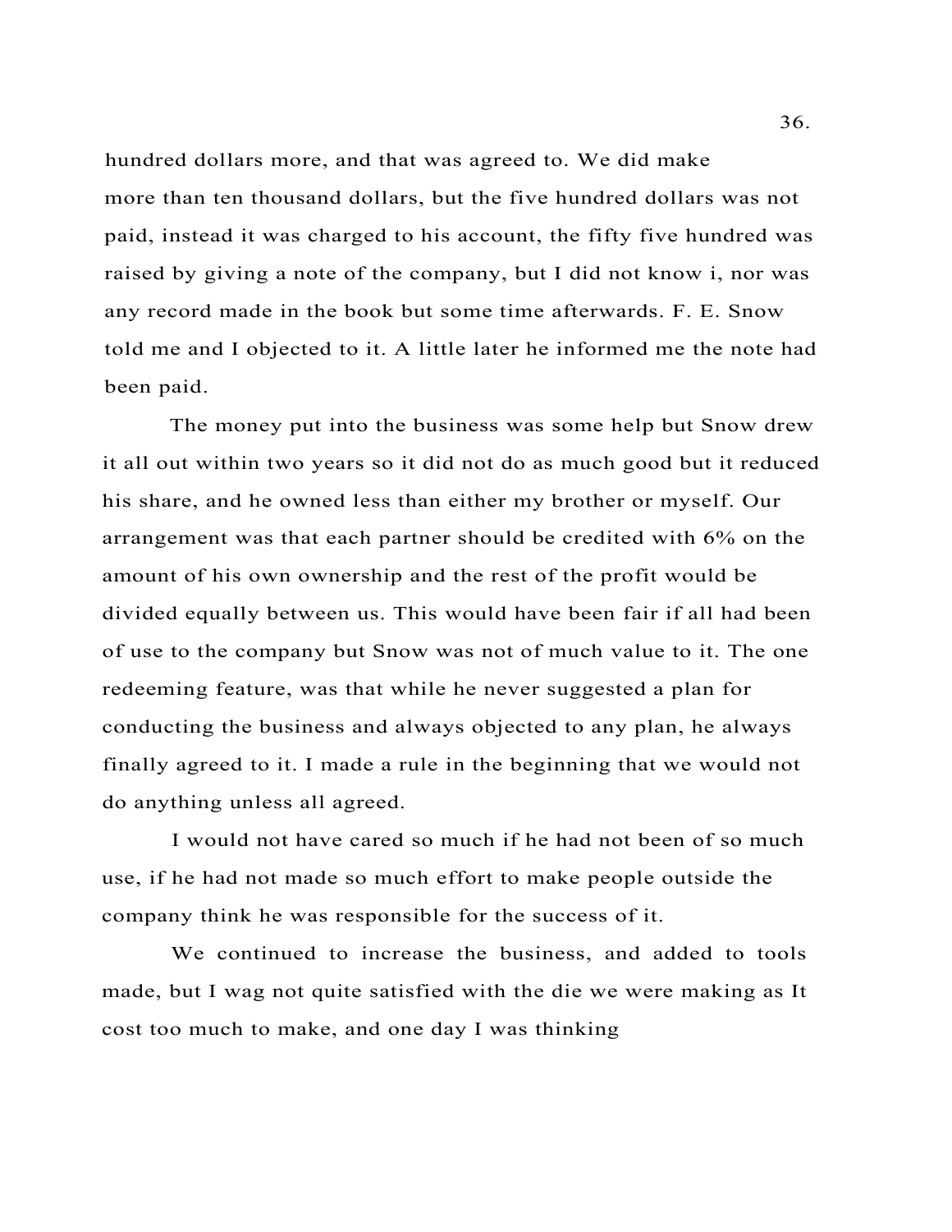hundred dollars more, and that was agreed to. We did make more than ten thousand dollars, but the five hundred dollars was not paid, instead it was charged to his account, the fifty five hundred was raised by giving a note of the company, but I did not know i, nor was any record made in the book but some time afterwards. F. E. Snow told me and I objected to it. A little later he informed me the note had been paid.

The money put into the business was some help but Snow drew it all out within two years so it did not do as much good but it reduced his share, and he owned less than either my brother or myself. Our arrangement was that each partner should be credited with 6% on the amount of his own ownership and the rest of the profit would be divided equally between us. This would have been fair if all had been of use to the company but Snow was not of much value to it. The one redeeming feature, was that while he never suggested a plan for conducting the business and always objected to any plan, he always finally agreed to it. I made a rule in the beginning that we would not do anything unless all agreed.

I would not have cared so much if he had not been of so much use, if he had not made so much effort to make people outside the company think he was responsible for the success of it.

We continued to increase the business, and added to tools made, but I wag not quite satisfied with the die we were making as It cost too much to make, and one day I was thinking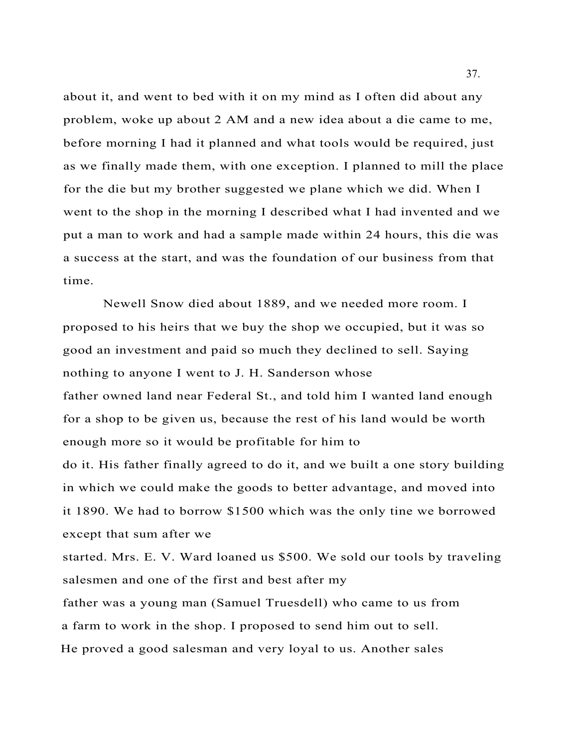about it, and went to bed with it on my mind as I often did about any problem, woke up about 2 AM and a new idea about a die came to me, before morning I had it planned and what tools would be required, just as we finally made them, with one exception. I planned to mill the place for the die but my brother suggested we plane which we did. When I went to the shop in the morning I described what I had invented and we put a man to work and had a sample made within 24 hours, this die was a success at the start, and was the foundation of our business from that time.

Newell Snow died about 1889, and we needed more room. I proposed to his heirs that we buy the shop we occupied, but it was so good an investment and paid so much they declined to sell. Saying nothing to anyone I went to J. H. Sanderson whose father owned land near Federal St., and told him I wanted land enough for a shop to be given us, because the rest of his land would be worth enough more so it would be profitable for him to do it. His father finally agreed to do it, and we built a one story building in which we could make the goods to better advantage, and moved into it 1890. We had to borrow $1500 which was the only tine we borrowed except that sum after we started. Mrs. E. V. Ward loaned us $500. We sold our tools by traveling salesmen and one of the first and best after my father was a young man (Samuel Truesdell) who came to us from a farm to work in the shop. I proposed to send him out to sell. He proved a good salesman and very loyal to us. Another sales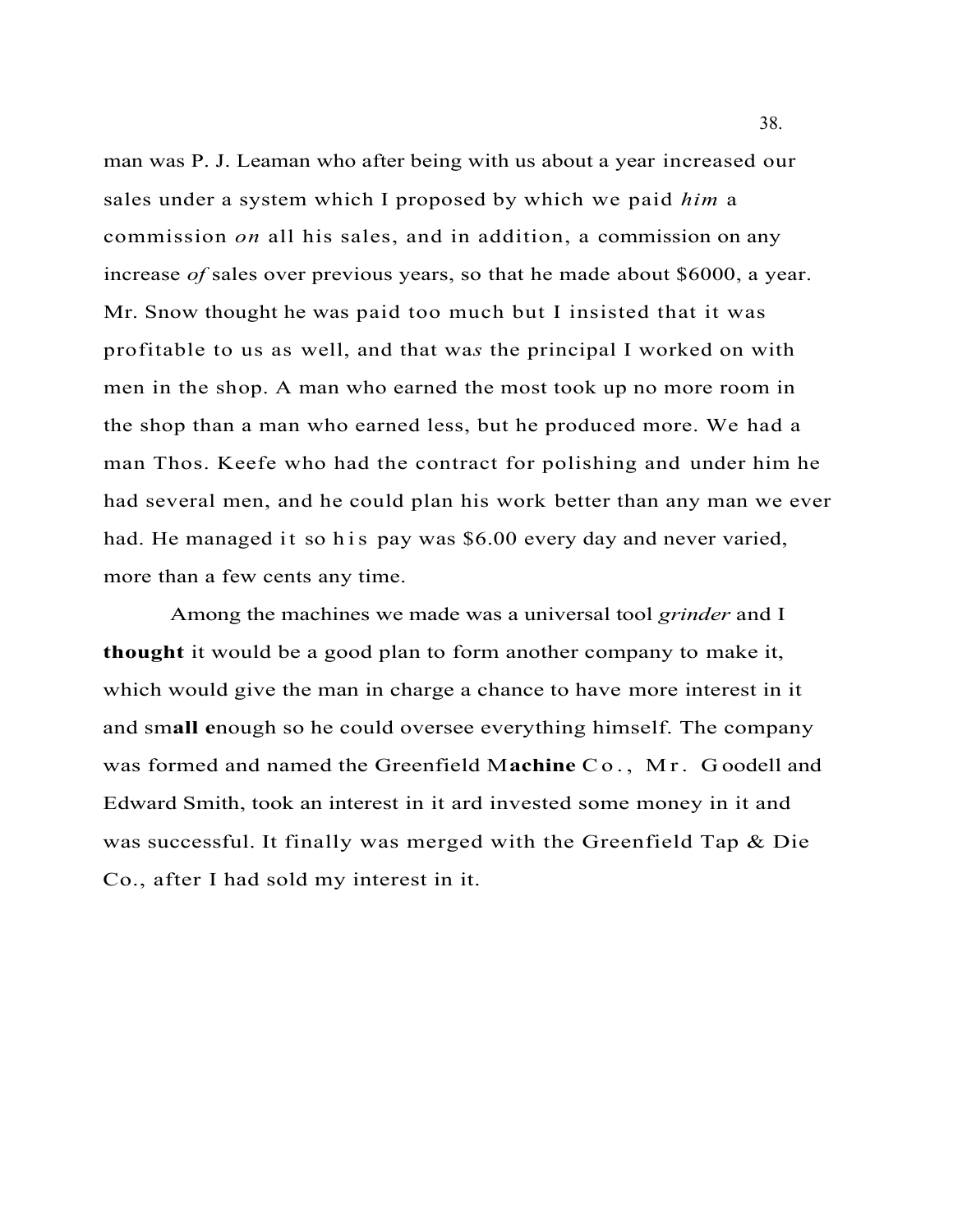man was P. J. Leaman who after being with us about a year increased our sales under a system which I proposed by which we paid *him* a commission *on* all his sales, and in addition, a commission on any increase *of* sales over previous years, so that he made about $6000, a year. Mr. Snow thought he was paid too much but I insisted that it was profitable to us as well, and that was the principal I worked on with men in the shop. A man who earned the most took up no more room in the shop than a man who earned less, but he produced more. We had a man Thos. Keefe who had the contract for polishing and under him he had several men, and he could plan his work better than any man we ever had. He managed it so his pay was $6.00 every day and never varied, more than a few cents any time.

Among the machines we made was a universal tool *grinder* and I **thought** it would be a good plan to form another company to make it, which would give the man in charge a chance to have more interest in it and small enough so he could oversee everything himself. The company was formed and named the Greenfield Machine Co., Mr. Goodell and Edward Smith, took an interest in it ard invested some money in it and was successful. It finally was merged with the Greenfield Tap & Die Co., after I had sold my interest in it.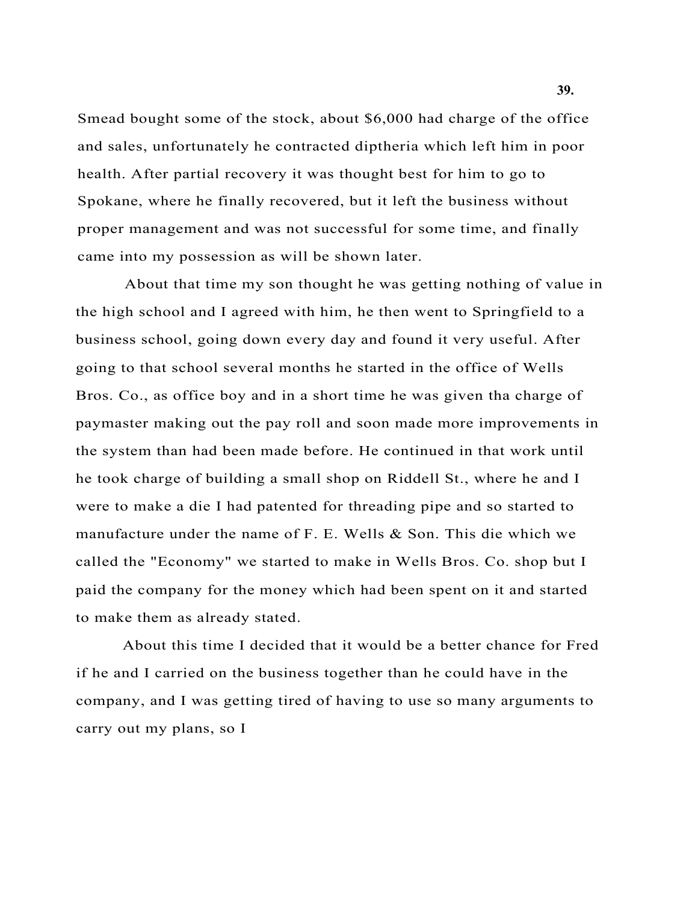Smead bought some of the stock, about $6,000 had charge of the office and sales, unfortunately he contracted diptheria which left him in poor health. After partial recovery it was thought best for him to go to Spokane, where he finally recovered, but it left the business without proper management and was not successful for some time, and finally came into my possession as will be shown later.

About that time my son thought he was getting nothing of value in the high school and I agreed with him, he then went to Springfield to a business school, going down every day and found it very useful. After going to that school several months he started in the office of Wells Bros. Co., as office boy and in a short time he was given tha charge of paymaster making out the pay roll and soon made more improvements in the system than had been made before. He continued in that work until he took charge of building a small shop on Riddell St., where he and I were to make a die I had patented for threading pipe and so started to manufacture under the name of F. E. Wells & Son. This die which we called the "Economy" we started to make in Wells Bros. Co. shop but I paid the company for the money which had been spent on it and started to make them as already stated.

About this time I decided that it would be a better chance for Fred if he and I carried on the business together than he could have in the company, and I was getting tired of having to use so many arguments to carry out my plans, so I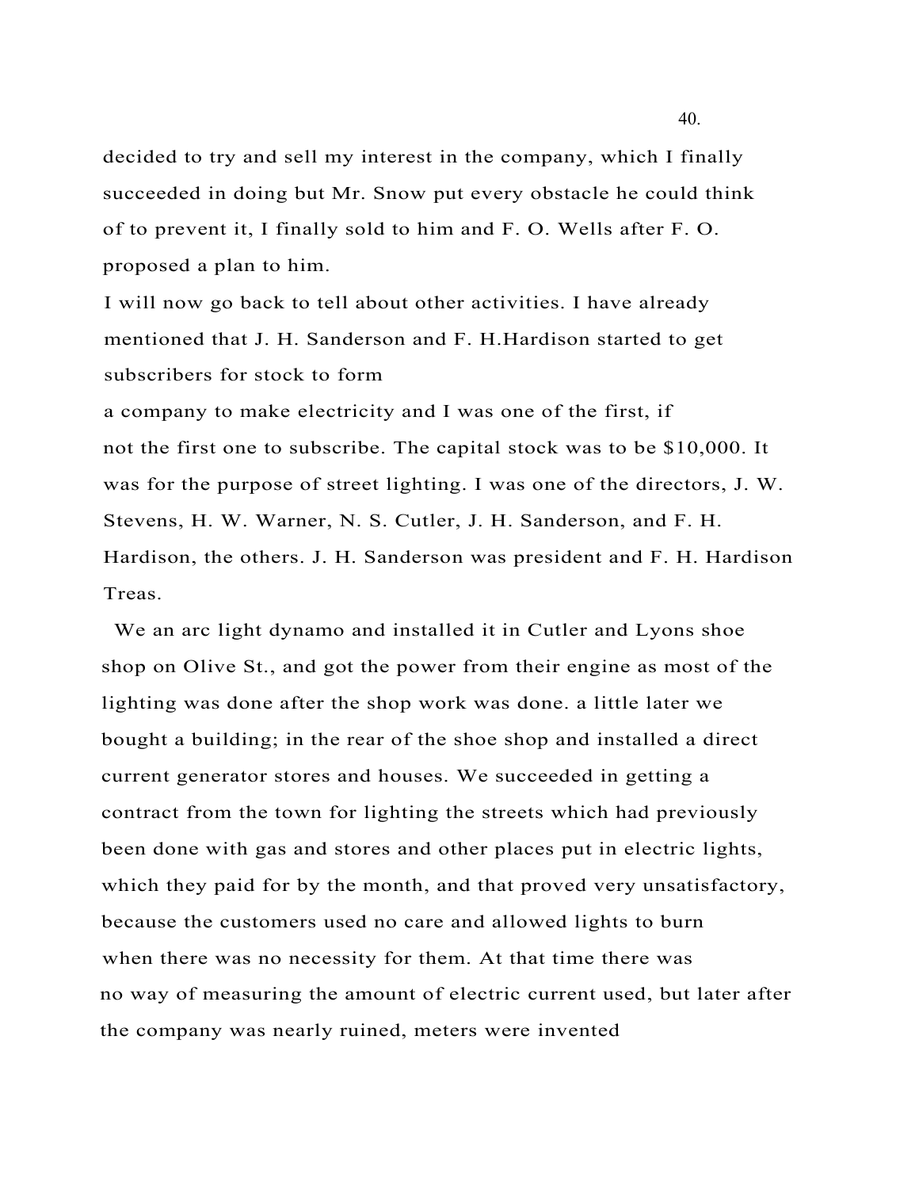decided to try and sell my interest in the company, which I finally succeeded in doing but Mr. Snow put every obstacle he could think of to prevent it, I finally sold to him and F. O. Wells after F. O. proposed a plan to him.

I will now go back to tell about other activities. I have already mentioned that J. H. Sanderson and F. H.Hardison started to get subscribers for stock to form a company to make electricity and I was one of the first, if not the first one to subscribe. The capital stock was to be $10,000. It was for the purpose of street lighting. I was one of the directors, J. W. Stevens, H. W. Warner, N. S. Cutler, J. H. Sanderson, and F. H. Hardison, the others. J. H. Sanderson was president and F. H. Hardison Treas.

We an arc light dynamo and installed it in Cutler and Lyons shoe shop on Olive St., and got the power from their engine as most of the lighting was done after the shop work was done. a little later we bought a building; in the rear of the shoe shop and installed a direct current generator stores and houses. We succeeded in getting a contract from the town for lighting the streets which had previously been done with gas and stores and other places put in electric lights, which they paid for by the month, and that proved very unsatisfactory, because the customers used no care and allowed lights to burn when there was no necessity for them. At that time there was no way of measuring the amount of electric current used, but later after the company was nearly ruined, meters were invented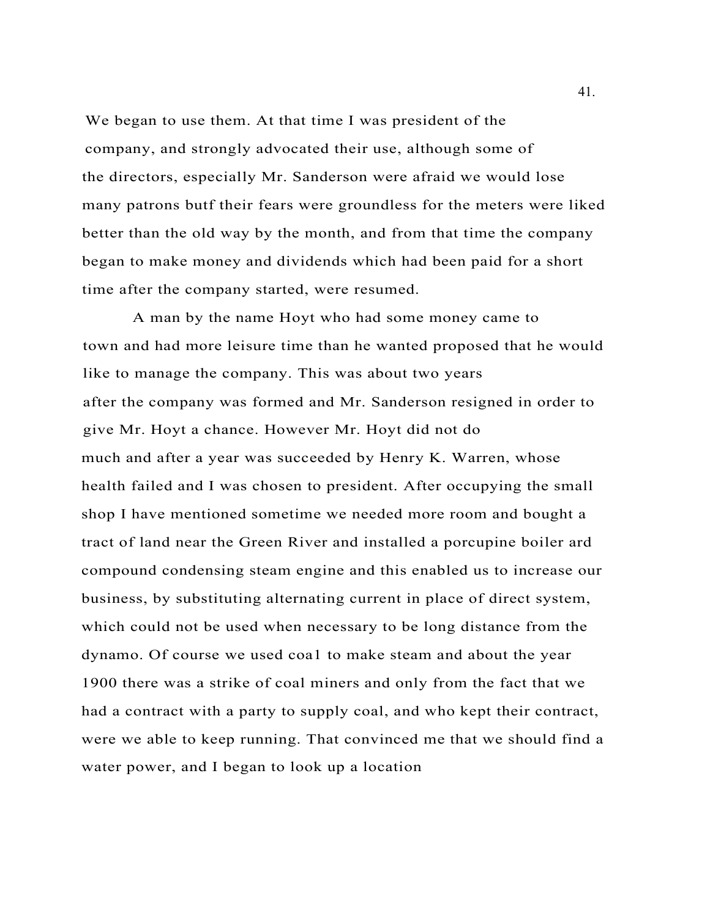We began to use them. At that time I was president of the company, and strongly advocated their use, although some of the directors, especially Mr. Sanderson were afraid we would lose many patrons butf their fears were groundless for the meters were liked better than the old way by the month, and from that time the company began to make money and dividends which had been paid for a short time after the company started, were resumed.

A man by the name Hoyt who had some money came to town and had more leisure time than he wanted proposed that he would like to manage the company. This was about two years after the company was formed and Mr. Sanderson resigned in order to give Mr. Hoyt a chance. However Mr. Hoyt did not do much and after a year was succeeded by Henry K. Warren, whose health failed and I was chosen to president. After occupying the small shop I have mentioned sometime we needed more room and bought a tract of land near the Green River and installed a porcupine boiler ard compound condensing steam engine and this enabled us to increase our business, by substituting alternating current in place of direct system, which could not be used when necessary to be long distance from the dynamo. Of course we used coa1 to make steam and about the year 1900 there was a strike of coal miners and only from the fact that we had a contract with a party to supply coal, and who kept their contract, were we able to keep running. That convinced me that we should find a water power, and I began to look up a location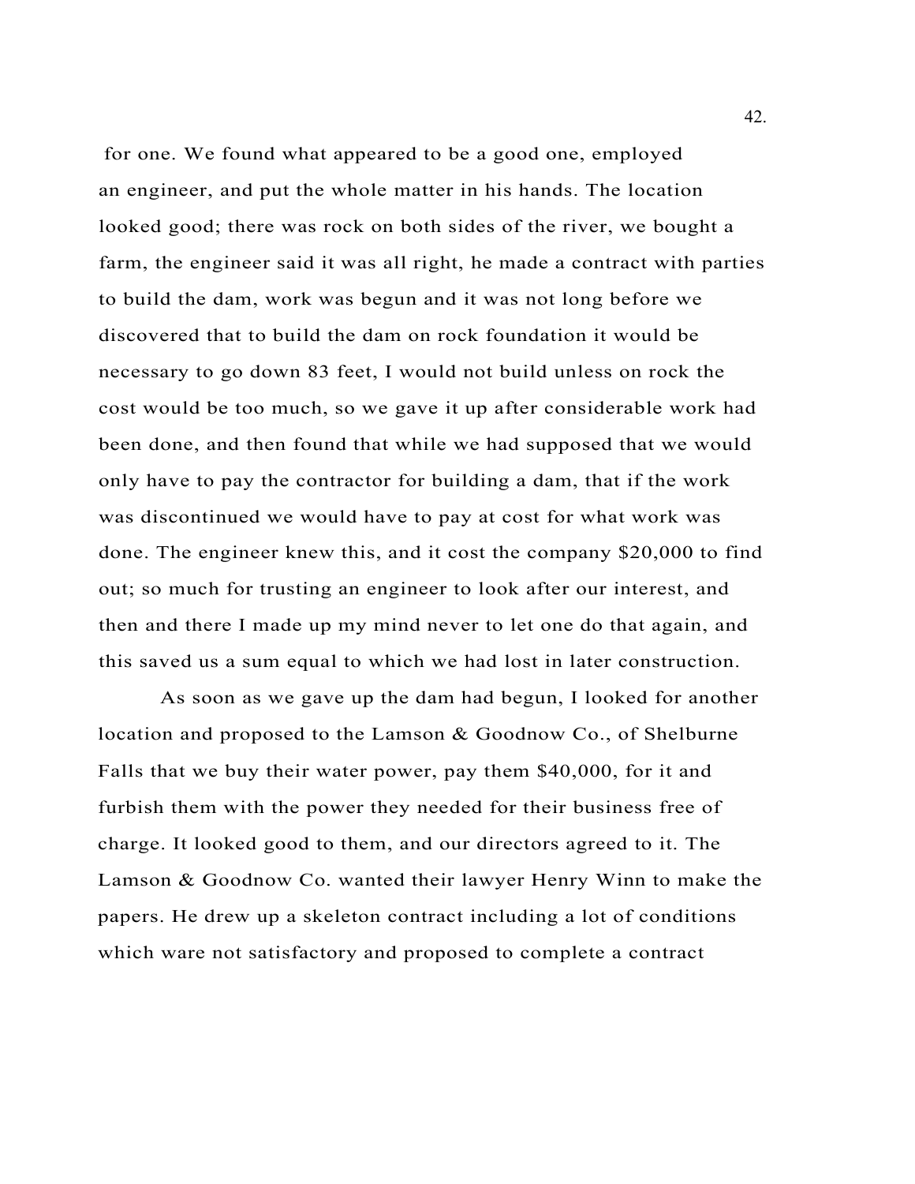for one. We found what appeared to be a good one, employed an engineer, and put the whole matter in his hands. The location looked good; there was rock on both sides of the river, we bought a farm, the engineer said it was all right, he made a contract with parties to build the dam, work was begun and it was not long before we discovered that to build the dam on rock foundation it would be necessary to go down 83 feet, I would not build unless on rock the cost would be too much, so we gave it up after considerable work had been done, and then found that while we had supposed that we would only have to pay the contractor for building a dam, that if the work was discontinued we would have to pay at cost for what work was done. The engineer knew this, and it cost the company $20,000 to find out; so much for trusting an engineer to look after our interest, and then and there I made up my mind never to let one do that again, and this saved us a sum equal to which we had lost in later construction.

As soon as we gave up the dam had begun, I looked for another location and proposed to the Lamson & Goodnow Co., of Shelburne Falls that we buy their water power, pay them $40,000, for it and furbish them with the power they needed for their business free of charge. It looked good to them, and our directors agreed to it. The Lamson & Goodnow Co. wanted their lawyer Henry Winn to make the papers. He drew up a skeleton contract including a lot of conditions which ware not satisfactory and proposed to complete a contract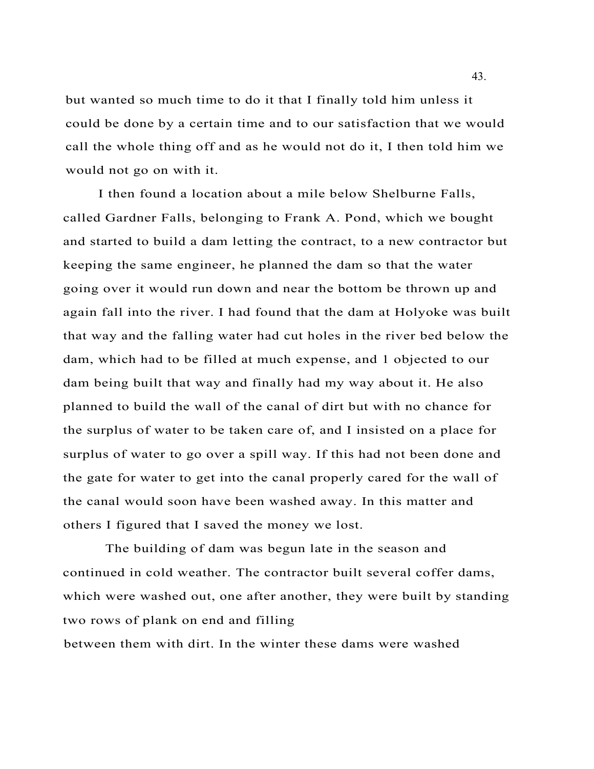but wanted so much time to do it that I finally told him unless it could be done by a certain time and to our satisfaction that we would call the whole thing off and as he would not do it, I then told him we would not go on with it.

I then found a location about a mile below Shelburne Falls, called Gardner Falls, belonging to Frank A. Pond, which we bought and started to build a dam letting the contract, to a new contractor but keeping the same engineer, he planned the dam so that the water going over it would run down and near the bottom be thrown up and again fall into the river. I had found that the dam at Holyoke was built that way and the falling water had cut holes in the river bed below the dam, which had to be filled at much expense, and 1 objected to our dam being built that way and finally had my way about it. He also planned to build the wall of the canal of dirt but with no chance for the surplus of water to be taken care of, and I insisted on a place for surplus of water to go over a spill way. If this had not been done and the gate for water to get into the canal properly cared for the wall of the canal would soon have been washed away. In this matter and others I figured that I saved the money we lost.

The building of dam was begun late in the season and continued in cold weather. The contractor built several coffer dams, which were washed out, one after another, they were built by standing two rows of plank on end and filling between them with dirt. In the winter these dams were washed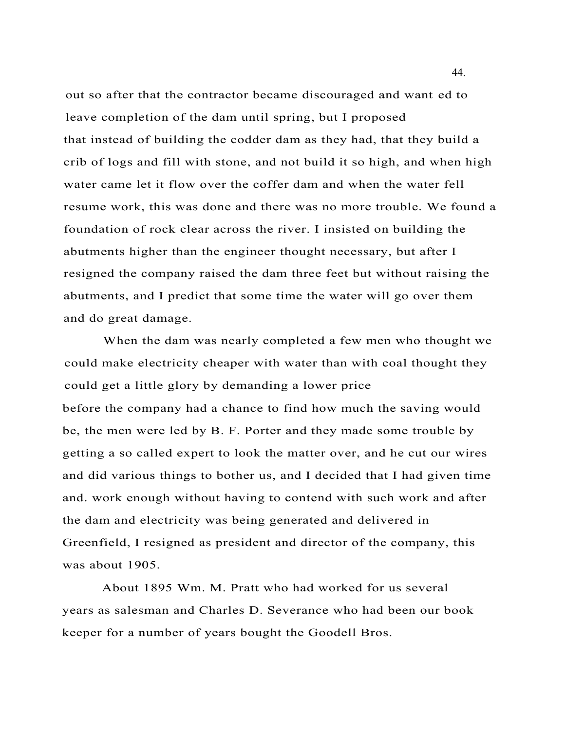out so after that the contractor became discouraged and want ed to leave completion of the dam until spring, but I proposed that instead of building the codder dam as they had, that they build a crib of logs and fill with stone, and not build it so high, and when high water came let it flow over the coffer dam and when the water fell resume work, this was done and there was no more trouble. We found a foundation of rock clear across the river. I insisted on building the abutments higher than the engineer thought necessary, but after I resigned the company raised the dam three feet but without raising the abutments, and I predict that some time the water will go over them and do great damage.

When the dam was nearly completed a few men who thought we could make electricity cheaper with water than with coal thought they could get a little glory by demanding a lower price before the company had a chance to find how much the saving would be, the men were led by B. F. Porter and they made some trouble by getting a so called expert to look the matter over, and he cut our wires and did various things to bother us, and I decided that I had given time and. work enough without having to contend with such work and after the dam and electricity was being generated and delivered in Greenfield, I resigned as president and director of the company, this was about 1905.

About 1895 Wm. M. Pratt who had worked for us several years as salesman and Charles D. Severance who had been our book keeper for a number of years bought the Goodell Bros.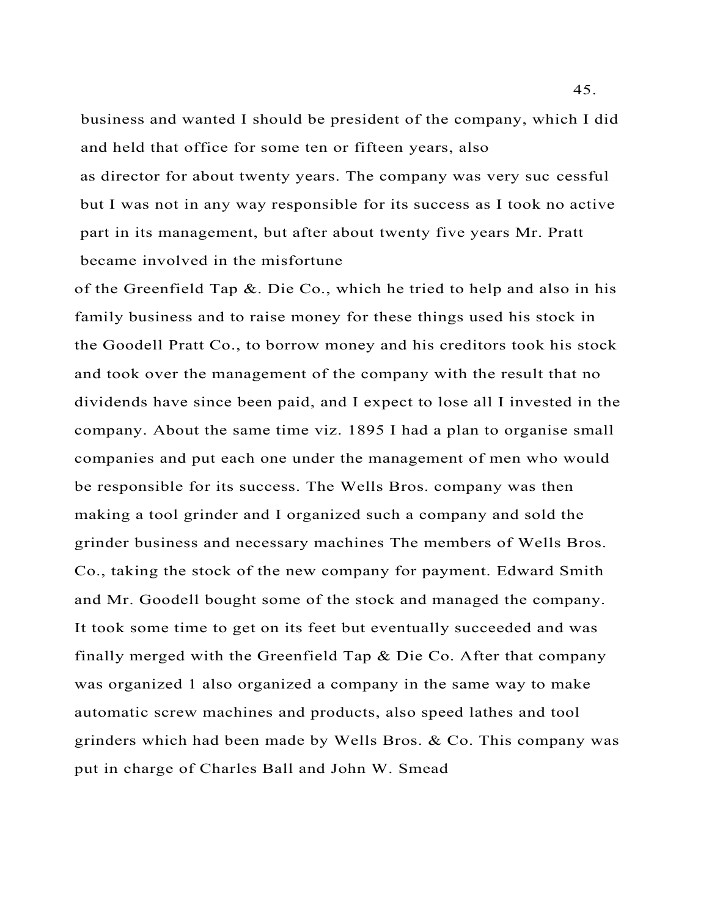business and wanted I should be president of the company, which I did and held that office for some ten or fifteen years, also as director for about twenty years. The company was very suc cessful but I was not in any way responsible for its success as I took no active part in its management, but after about twenty five years Mr. Pratt became involved in the misfortune of the Greenfield Tap &. Die Co., which he tried to help and also in his family business and to raise money for these things used his stock in the Goodell Pratt Co., to borrow money and his creditors took his stock and took over the management of the company with the result that no dividends have since been paid, and I expect to lose all I invested in the company. About the same time viz. 1895 I had a plan to organise small companies and put each one under the management of men who would be responsible for its success. The Wells Bros. company was then making a tool grinder and I organized such a company and sold the grinder business and necessary machines The members of Wells Bros. Co., taking the stock of the new company for payment. Edward Smith and Mr. Goodell bought some of the stock and managed the company. It took some time to get on its feet but eventually succeeded and was finally merged with the Greenfield Tap & Die Co. After that company was organized 1 also organized a company in the same way to make automatic screw machines and products, also speed lathes and tool grinders which had been made by Wells Bros. & Co. This company was put in charge of Charles Ball and John W. Smead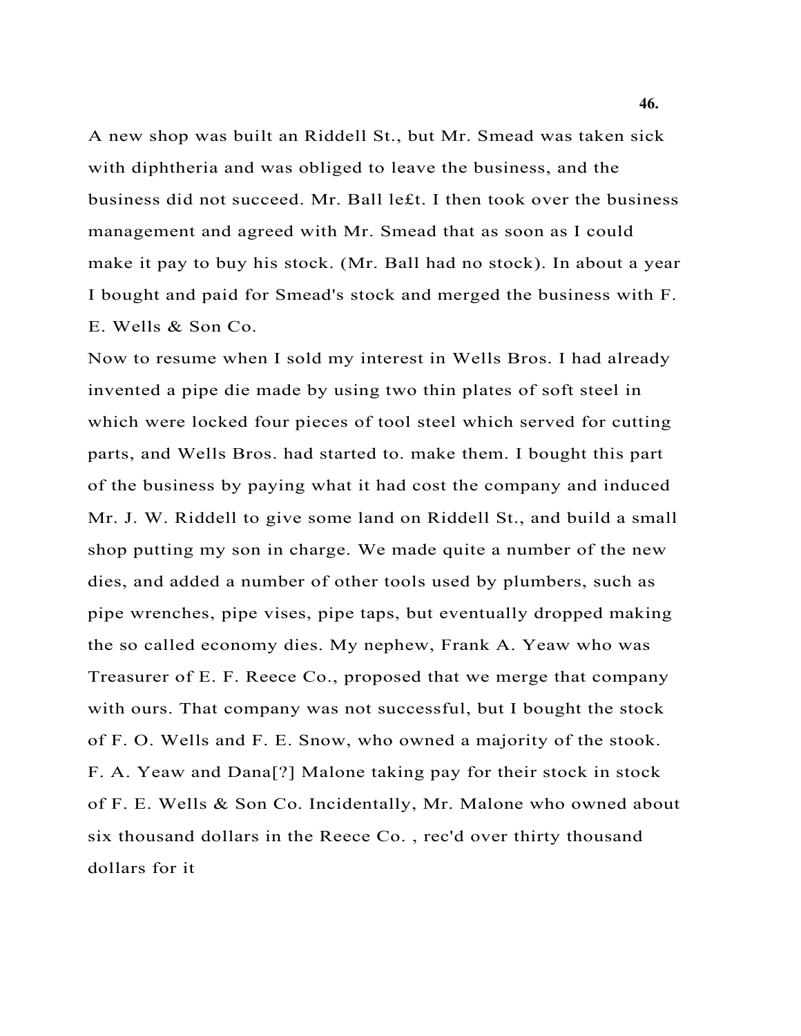A new shop was built an Riddell St., but Mr. Smead was taken sick with diphtheria and was obliged to leave the business, and the business did not succeed. Mr. Ball le£t. I then took over the business management and agreed with Mr. Smead that as soon as I could make it pay to buy his stock. (Mr. Ball had no stock). In about a year I bought and paid for Smead's stock and merged the business with F. E. Wells & Son Co.

Now to resume when I sold my interest in Wells Bros. I had already invented a pipe die made by using two thin plates of soft steel in which were locked four pieces of tool steel which served for cutting parts, and Wells Bros. had started to. make them. I bought this part of the business by paying what it had cost the company and induced Mr. J. W. Riddell to give some land on Riddell St., and build a small shop putting my son in charge. We made quite a number of the new dies, and added a number of other tools used by plumbers, such as pipe wrenches, pipe vises, pipe taps, but eventually dropped making the so called economy dies. My nephew, Frank A. Yeaw who was Treasurer of E. F. Reece Co., proposed that we merge that company with ours. That company was not successful, but I bought the stock of F. O. Wells and F. E. Snow, who owned a majority of the stook. F. A. Yeaw and Dana[?] Malone taking pay for their stock in stock of F. E. Wells & Son Co. Incidentally, Mr. Malone who owned about six thousand dollars in the Reece Co. , rec'd over thirty thousand dollars for it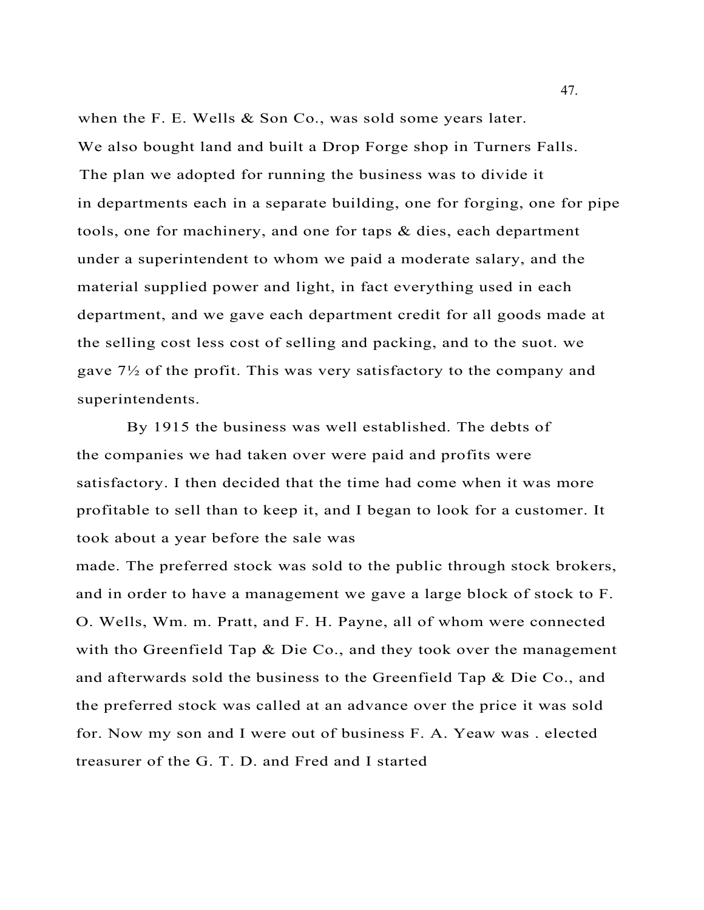when the F. E. Wells & Son Co., was sold some years later. We also bought land and built a Drop Forge shop in Turners Falls. The plan we adopted for running the business was to divide it in departments each in a separate building, one for forging, one for pipe tools, one for machinery, and one for taps & dies, each department under a superintendent to whom we paid a moderate salary, and the material supplied power and light, in fact everything used in each department, and we gave each department credit for all goods made at the selling cost less cost of selling and packing, and to the suot. we gave 7½ of the profit. This was very satisfactory to the company and superintendents.

By 1915 the business was well established. The debts of the companies we had taken over were paid and profits were satisfactory. I then decided that the time had come when it was more profitable to sell than to keep it, and I began to look for a customer. It took about a year before the sale was made. The preferred stock was sold to the public through stock brokers, and in order to have a management we gave a large block of stock to F. O. Wells, Wm. m. Pratt, and F. H. Payne, all of whom were connected with tho Greenfield Tap & Die Co., and they took over the management and afterwards sold the business to the Greenfield Tap & Die Co., and the preferred stock was called at an advance over the price it was sold for. Now my son and I were out of business F. A. Yeaw was . elected treasurer of the G. T. D. and Fred and I started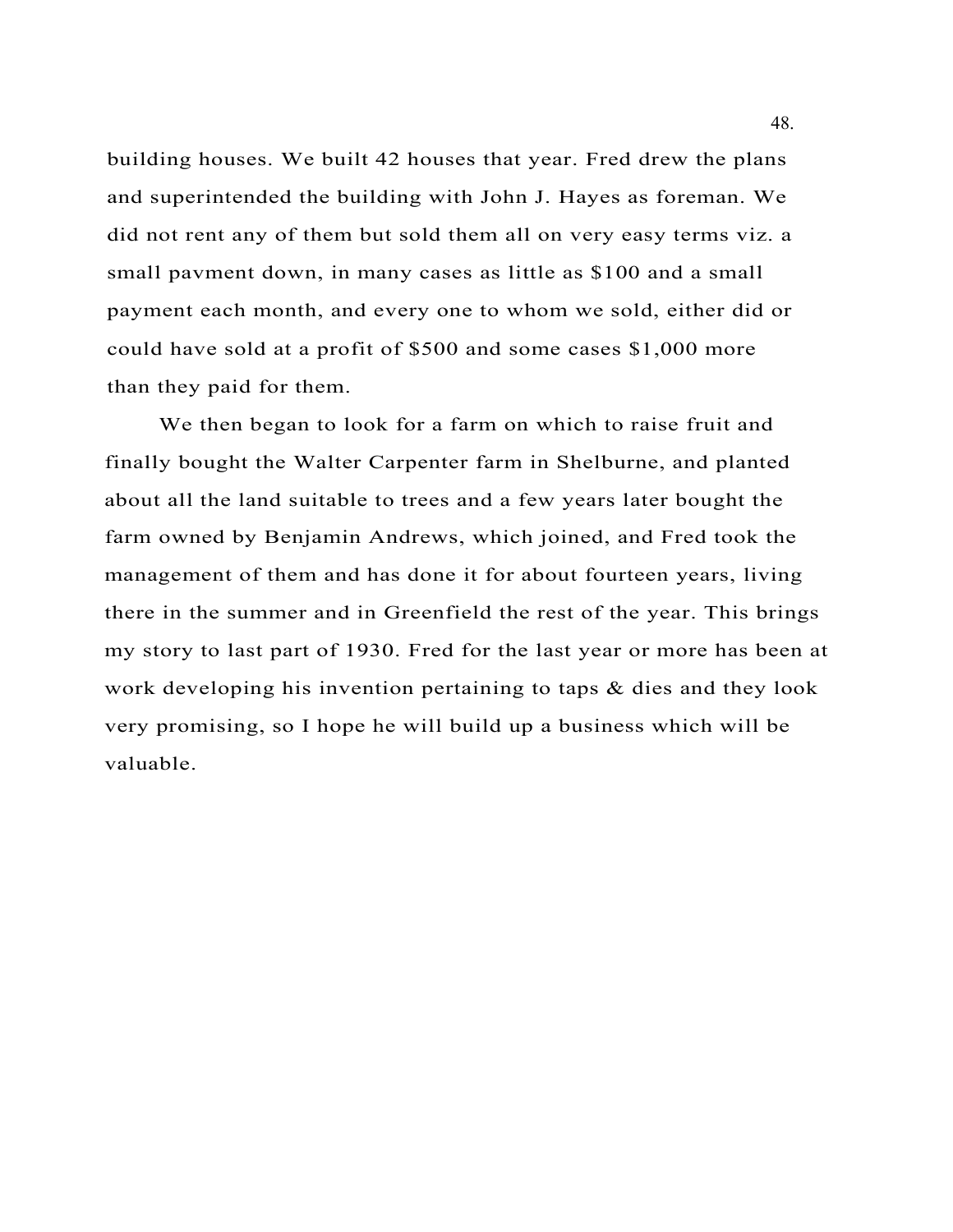building houses. We built 42 houses that year. Fred drew the plans and superintended the building with John J. Hayes as foreman. We did not rent any of them but sold them all on very easy terms viz. a small pavment down, in many cases as little as $100 and a small payment each month, and every one to whom we sold, either did or could have sold at a profit of $500 and some cases $1,000 more than they paid for them.

We then began to look for a farm on which to raise fruit and finally bought the Walter Carpenter farm in Shelburne, and planted about all the land suitable to trees and a few years later bought the farm owned by Benjamin Andrews, which joined, and Fred took the management of them and has done it for about fourteen years, living there in the summer and in Greenfield the rest of the year. This brings my story to last part of 1930. Fred for the last year or more has been at work developing his invention pertaining to taps & dies and they look very promising, so I hope he will build up a business which will be valuable.